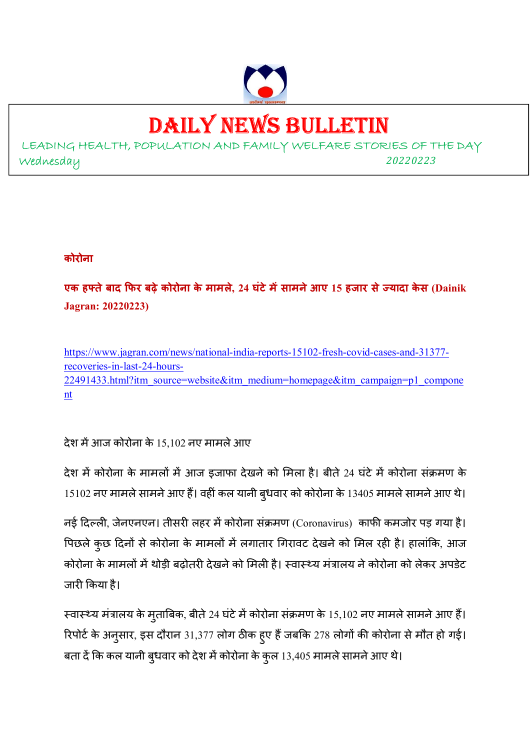# DAILY NEWS BULLETIN

LEADING HEALTH, POPULATION AND FAMILY WELFARE STORIES OF THE DAY

Wednesday 20220223

**कोरोना**

**एक हफ्ते बाद फिर बढ़े कोरोना के मामले, 24 घंटे में सामने आए 15 हजार से ज्यादा केस (Dainik Jagran: 20220223)**

https://www.jagran.com/news/national-india-reports-15102-fresh-covid-cases-and-31377-recoveries-in-last-24-hours-22491433.html?itm_source=website&itm_medium=homepage&itm_campaign=p1_component

देश में आज कोरोना के 15,102 नए मामले आए

देश में कोरोना के मामलों में आज इजाफा देखने को मिला है। बीते 24 घंटे में कोरोना संक्रमण के 15102 नए मामले सामने आए हैं। वहीं कल यानी बुधवार को कोरोना के 13405 मामले सामने आए थे।

नई दिल्ली, जेनएनएन। तीसरी लहर में कोरोना संक्रमण (Coronavirus) काफी कमजोर पड़ गया है। पिछले कुछ दिनों से कोरोना के मामलों में लगातार गिरावट देखने को मिल रही है। हालांकि, आज कोरोना के मामलों में थोड़ी बढ़ोतरी देखने को मिली है। स्वास्थ्य मंत्रालय ने कोरोना को लेकर अपडेट जारी किया है।

स्वास्थ्य मंत्रालय के मुताबिक, बीते 24 घंटे में कोरोना संक्रमण के 15,102 नए मामले सामने आए हैं। रिपोर्ट के अनुसार, इस दौरान 31,377 लोग ठीक हुए हैं जबकि 278 लोगों की कोरोना से मौत हो गई। बता दें कि कल यानी बुधवार को देश में कोरोना के कुल 13,405 मामले सामने आए थे।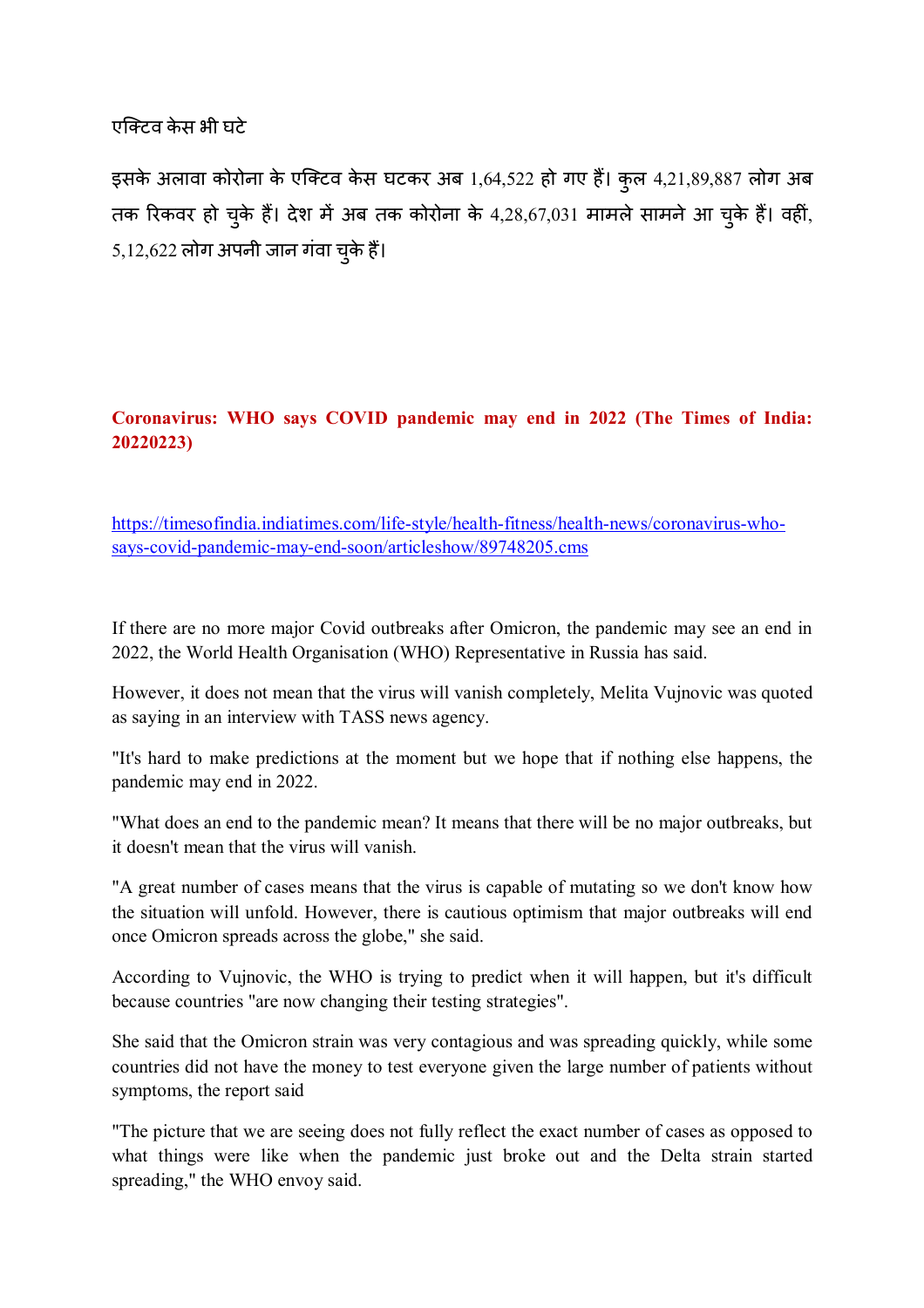एक्टिव केस भी घटे

इसके अलावा कोरोना के एक्टिव केस घटकर अब 1,64,522 हो गए हैं। कुल 4,21,89,887 लोग अब तक रिकवर हो चुके हैं। देश में अब तक कोरोना के 4,28,67,031 मामले सामने आ चुके हैं। वहीं, 5,12,622 लोग अपनी जान गंवा चुके हैं।

## Coronavirus: WHO says COVID pandemic may end in 2022 (The Times of India: 20220223)

https://timesofindia.indiatimes.com/life-style/health-fitness/health-news/coronavirus-who-says-covid-pandemic-may-end-soon/articleshow/89748205.cms

If there are no more major Covid outbreaks after Omicron, the pandemic may see an end in 2022, the World Health Organisation (WHO) Representative in Russia has said.

However, it does not mean that the virus will vanish completely, Melita Vujnovic was quoted as saying in an interview with TASS news agency.

"It's hard to make predictions at the moment but we hope that if nothing else happens, the pandemic may end in 2022.

"What does an end to the pandemic mean? It means that there will be no major outbreaks, but it doesn't mean that the virus will vanish.

"A great number of cases means that the virus is capable of mutating so we don't know how the situation will unfold. However, there is cautious optimism that major outbreaks will end once Omicron spreads across the globe," she said.

According to Vujnovic, the WHO is trying to predict when it will happen, but it's difficult because countries "are now changing their testing strategies".

She said that the Omicron strain was very contagious and was spreading quickly, while some countries did not have the money to test everyone given the large number of patients without symptoms, the report said

"The picture that we are seeing does not fully reflect the exact number of cases as opposed to what things were like when the pandemic just broke out and the Delta strain started spreading," the WHO envoy said.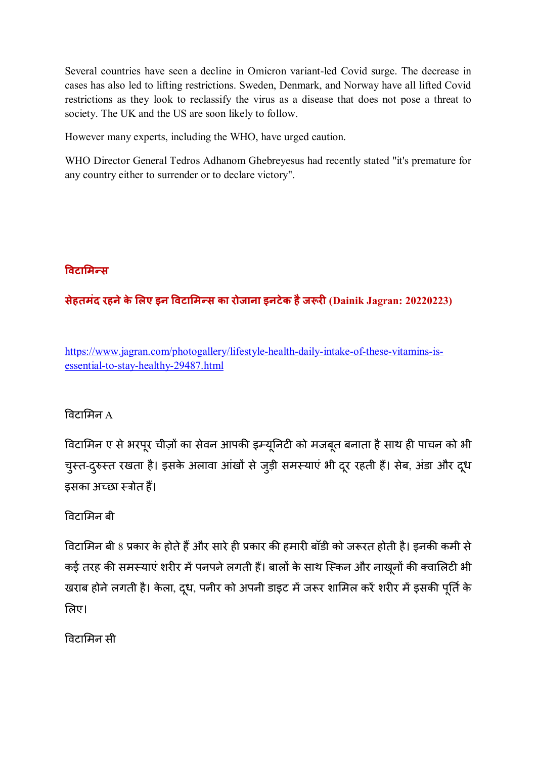Several countries have seen a decline in Omicron variant-led Covid surge. The decrease in cases has also led to lifting restrictions. Sweden, Denmark, and Norway have all lifted Covid restrictions as they look to reclassify the virus as a disease that does not pose a threat to society. The UK and the US are soon likely to follow.

However many experts, including the WHO, have urged caution.

WHO Director General Tedros Adhanom Ghebreyesus had recently stated "it's premature for any country either to surrender or to declare victory".

## **विटामिन्स**

### **सेहतमंद रहने के लिए इन विटामिन्स का रोजाना इनटेक है जरूरी (Dainik Jagran: 20220223)**

https://www.jagran.com/photogallery/lifestyle-health-daily-intake-of-these-vitamins-is-essential-to-stay-healthy-29487.html

विटामिन A

विटामिन ए से भरपूर चीज़ों का सेवन आपकी इम्यूनिटी को मजबूत बनाता है साथ ही पाचन को भी चुस्त-दुरुस्त रखता है। इसके अलावा आंखों से जुड़ी समस्याएं भी दूर रहती हैं। सेब, अंडा और दूध इसका अच्छा स्त्रोत हैं।

विटामिन बी

विटामिन बी 8 प्रकार के होते हैं और सारे ही प्रकार की हमारी बॉडी को जरूरत होती है। इनकी कमी से कई तरह की समस्याएं शरीर में पनपने लगती हैं। बालों के साथ स्किन और नाखूनों की क्वालिटी भी खराब होने लगती है। केला, दूध, पनीर को अपनी डाइट में जरूर शामिल करें शरीर में इसकी पूर्ति के लिए।

विटामिन सी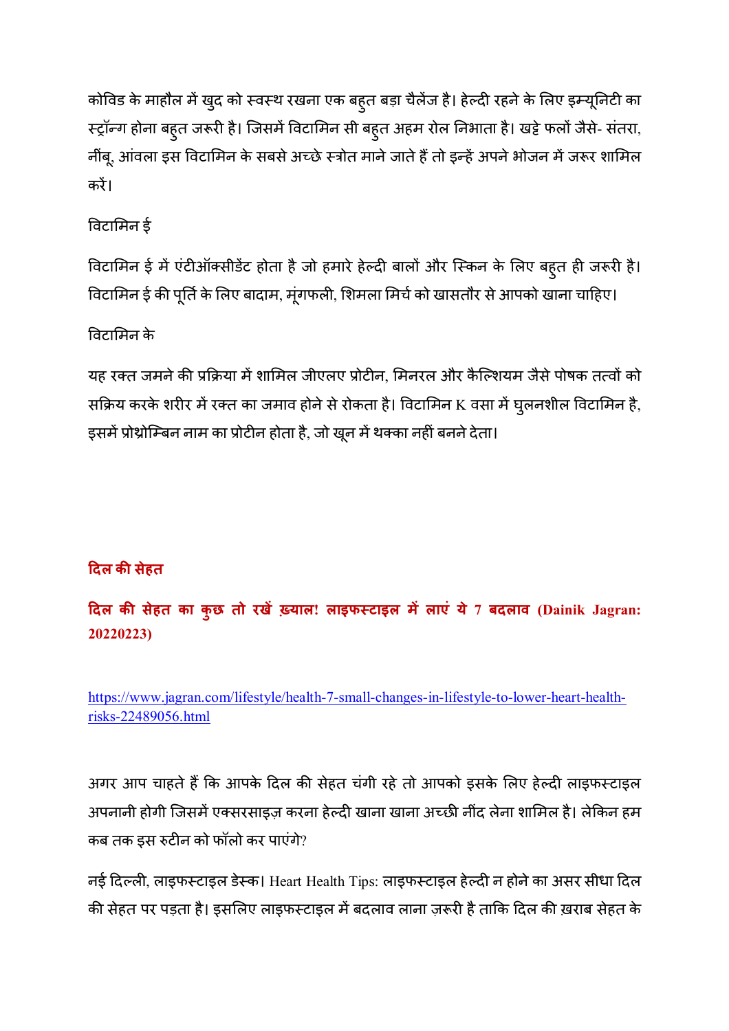कोविड के माहौल में खुद को स्वस्थ रखना एक बहुत बड़ा चैलेंज है। हेल्दी रहने के लिए इम्यूनिटी का स्ट्रॉन्ग होना बहुत जरूरी है। जिसमें विटामिन सी बहुत अहम रोल निभाता है। खट्टे फलों जैसे- संतरा, नींबू, आंवला इस विटामिन के सबसे अच्छे स्त्रोत माने जाते हैं तो इन्हें अपने भोजन में जरूर शामिल करें।

विटामिन ई

विटामिन ई में एंटीऑक्सीडेंट होता है जो हमारे हेल्दी बालों और स्किन के लिए बहुत ही जरूरी है। विटामिन ई की पूर्ति के लिए बादाम, मूंगफली, शिमला मिर्च को खासतौर से आपको खाना चाहिए।

विटामिन के

यह रक्त जमने की प्रक्रिया में शामिल जीएलए प्रोटीन, मिनरल और कैल्शियम जैसे पोषक तत्वों को सक्रिय करके शरीर में रक्त का जमाव होने से रोकता है। विटामिन K वसा में घुलनशील विटामिन है, इसमें प्रोथ्रोम्बिन नाम का प्रोटीन होता है, जो खून में थक्का नहीं बनने देता।

## दिल की सेहत

### दिल की सेहत का कुछ तो रखें ख़्याल! लाइफस्टाइल में लाएं ये 7 बदलाव (Dainik Jagran: 20220223)

https://www.jagran.com/lifestyle/health-7-small-changes-in-lifestyle-to-lower-heart-health-risks-22489056.html

अगर आप चाहते हैं कि आपके दिल की सेहत चंगी रहे तो आपको इसके लिए हेल्दी लाइफस्टाइल अपनानी होगी जिसमें एक्सरसाइज़ करना हेल्दी खाना खाना अच्छी नींद लेना शामिल है। लेकिन हम कब तक इस रुटीन को फॉलो कर पाएंगे?

नई दिल्ली, लाइफस्टाइल डेस्क। Heart Health Tips: लाइफस्टाइल हेल्दी न होने का असर सीधा दिल की सेहत पर पड़ता है। इसलिए लाइफस्टाइल में बदलाव लाना ज़रूरी है ताकि दिल की ख़राब सेहत के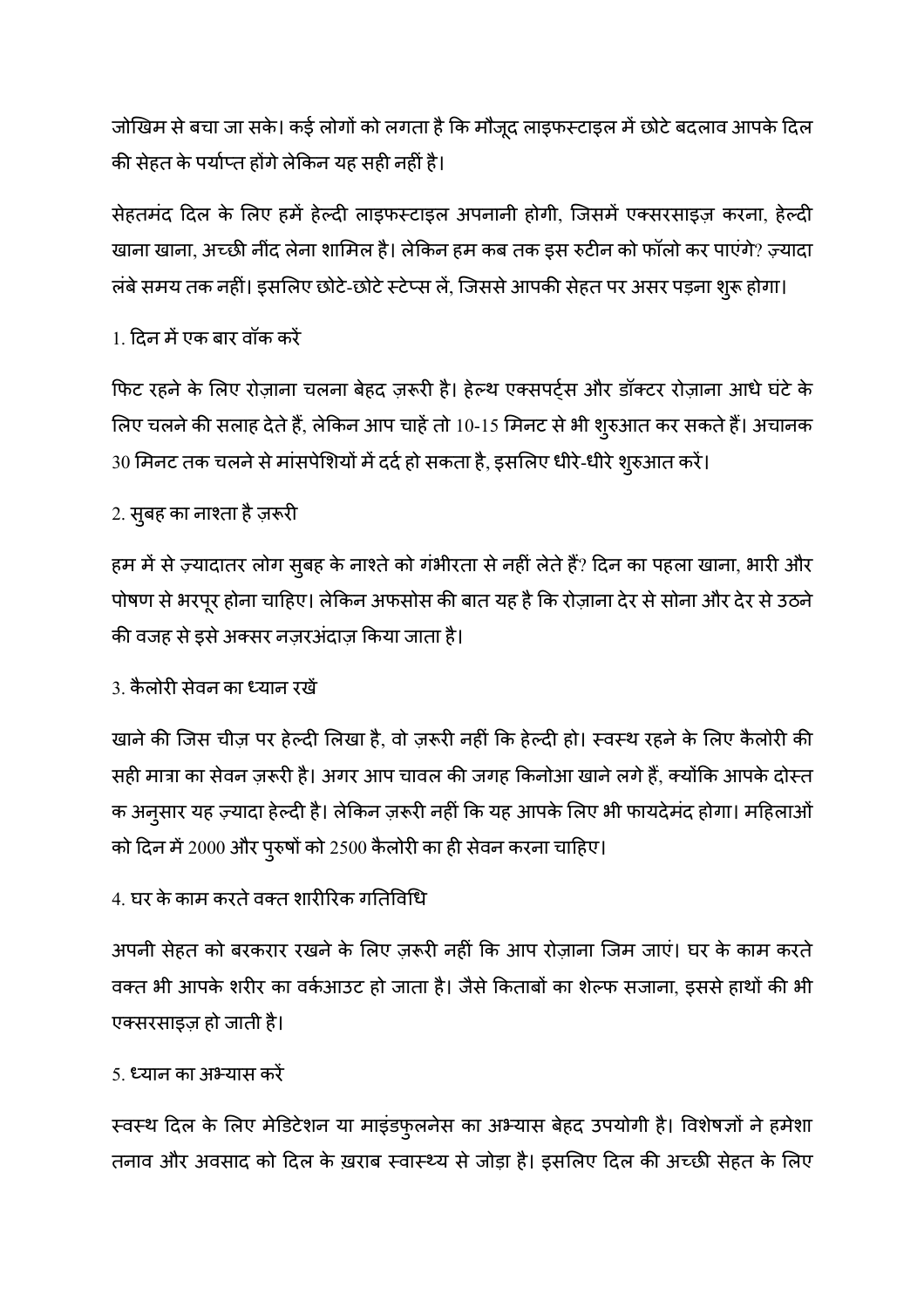जोखिम से बचा जा सके। कई लोगों को लगता है कि मौजूद लाइफस्टाइल में छोटे बदलाव आपके दिल की सेहत के पर्याप्त होंगे लेकिन यह सही नहीं है।

सेहतमंद दिल के लिए हमें हेल्दी लाइफस्टाइल अपनानी होगी, जिसमें एक्सरसाइज़ करना, हेल्दी खाना खाना, अच्छी नींद लेना शामिल है। लेकिन हम कब तक इस रुटीन को फॉलो कर पाएंगे? ज़्यादा लंबे समय तक नहीं। इसलिए छोटे-छोटे स्टेप्स लें, जिससे आपकी सेहत पर असर पड़ना शुरू होगा।

1. दिन में एक बार वॉक करें

फिट रहने के लिए रोज़ाना चलना बेहद ज़रूरी है। हेल्थ एक्सपर्ट्स और डॉक्टर रोज़ाना आधे घंटे के लिए चलने की सलाह देते हैं, लेकिन आप चाहें तो 10-15 मिनट से भी शुरुआत कर सकते हैं। अचानक 30 मिनट तक चलने से मांसपेशियों में दर्द हो सकता है, इसलिए धीरे-धीरे शुरुआत करें।

2. सुबह का नाश्ता है ज़रूरी

हम में से ज़्यादातर लोग सुबह के नाश्ते को गंभीरता से नहीं लेते हैं? दिन का पहला खाना, भारी और पोषण से भरपूर होना चाहिए। लेकिन अफसोस की बात यह है कि रोज़ाना देर से सोना और देर से उठने की वजह से इसे अक्सर नज़रअंदाज़ किया जाता है।

3. कैलोरी सेवन का ध्यान रखें

खाने की जिस चीज़ पर हेल्दी लिखा है, वो ज़रूरी नहीं कि हेल्दी हो। स्वस्थ रहने के लिए कैलोरी की सही मात्रा का सेवन ज़रूरी है। अगर आप चावल की जगह किनोआ खाने लगे हैं, क्योंकि आपके दोस्त क अनुसार यह ज़्यादा हेल्दी है। लेकिन ज़रूरी नहीं कि यह आपके लिए भी फायदेमंद होगा। महिलाओं को दिन में 2000 और पुरुषों को 2500 कैलोरी का ही सेवन करना चाहिए।

4. घर के काम करते वक्त शारीरिक गतिविधि

अपनी सेहत को बरकरार रखने के लिए ज़रूरी नहीं कि आप रोज़ाना जिम जाएं। घर के काम करते वक्त भी आपके शरीर का वर्कआउट हो जाता है। जैसे किताबों का शेल्फ सजाना, इससे हाथों की भी एक्सरसाइज़ हो जाती है।

5. ध्यान का अभ्यास करें

स्वस्थ दिल के लिए मेडिटेशन या माइंडफुलनेस का अभ्यास बेहद उपयोगी है। विशेषज्ञों ने हमेशा तनाव और अवसाद को दिल के ख़राब स्वास्थ्य से जोड़ा है। इसलिए दिल की अच्छी सेहत के लिए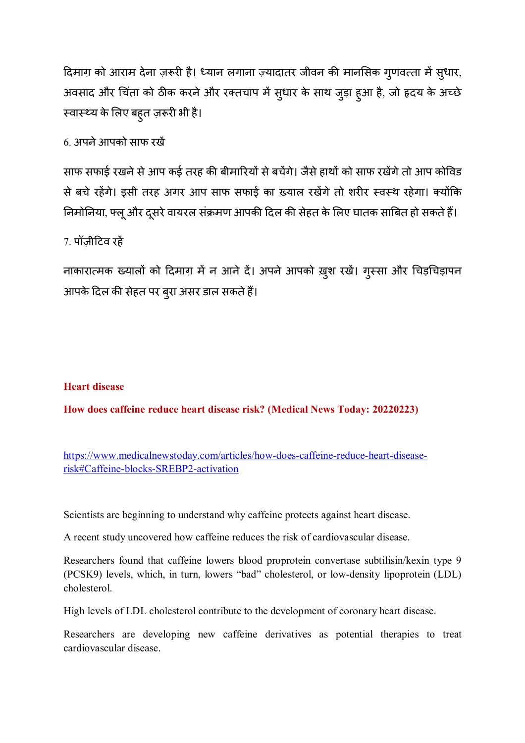दिमाग़ को आराम देना ज़रूरी है। ध्यान लगाना ज़्यादातर जीवन की मानसिक गुणवत्ता में सुधार, अवसाद और चिंता को ठीक करने और रक्तचाप में सुधार के साथ जुड़ा हुआ है, जो हृदय के अच्छे स्वास्थ्य के लिए बहुत ज़रूरी भी है।

6. अपने आपको साफ रखें

साफ सफाई रखने से आप कई तरह की बीमारियों से बचेंगे। जैसे हाथों को साफ रखेंगे तो आप कोविड से बचे रहेंगे। इसी तरह अगर आप साफ सफाई का ख़्याल रखेंगे तो शरीर स्वस्थ रहेगा। क्योंकि निमोनिया, फ्लू और दूसरे वायरल संक्रमण आपकी दिल की सेहत के लिए घातक साबित हो सकते हैं।

7. पॉज़ीटिव रहें

नाकारात्मक ख्यालों को दिमाग़ में न आने दें। अपने आपको ख़ुश रखें। गुस्सा और चिड़चिड़ापन आपके दिल की सेहत पर बुरा असर डाल सकते हैं।

**Heart disease**

**How does caffeine reduce heart disease risk? (Medical News Today: 20220223)**

https://www.medicalnewstoday.com/articles/how-does-caffeine-reduce-heart-disease-risk#Caffeine-blocks-SREBP2-activation

Scientists are beginning to understand why caffeine protects against heart disease.

A recent study uncovered how caffeine reduces the risk of cardiovascular disease.

Researchers found that caffeine lowers blood proprotein convertase subtilisin/kexin type 9 (PCSK9) levels, which, in turn, lowers "bad" cholesterol, or low-density lipoprotein (LDL) cholesterol.

High levels of LDL cholesterol contribute to the development of coronary heart disease.

Researchers are developing new caffeine derivatives as potential therapies to treat cardiovascular disease.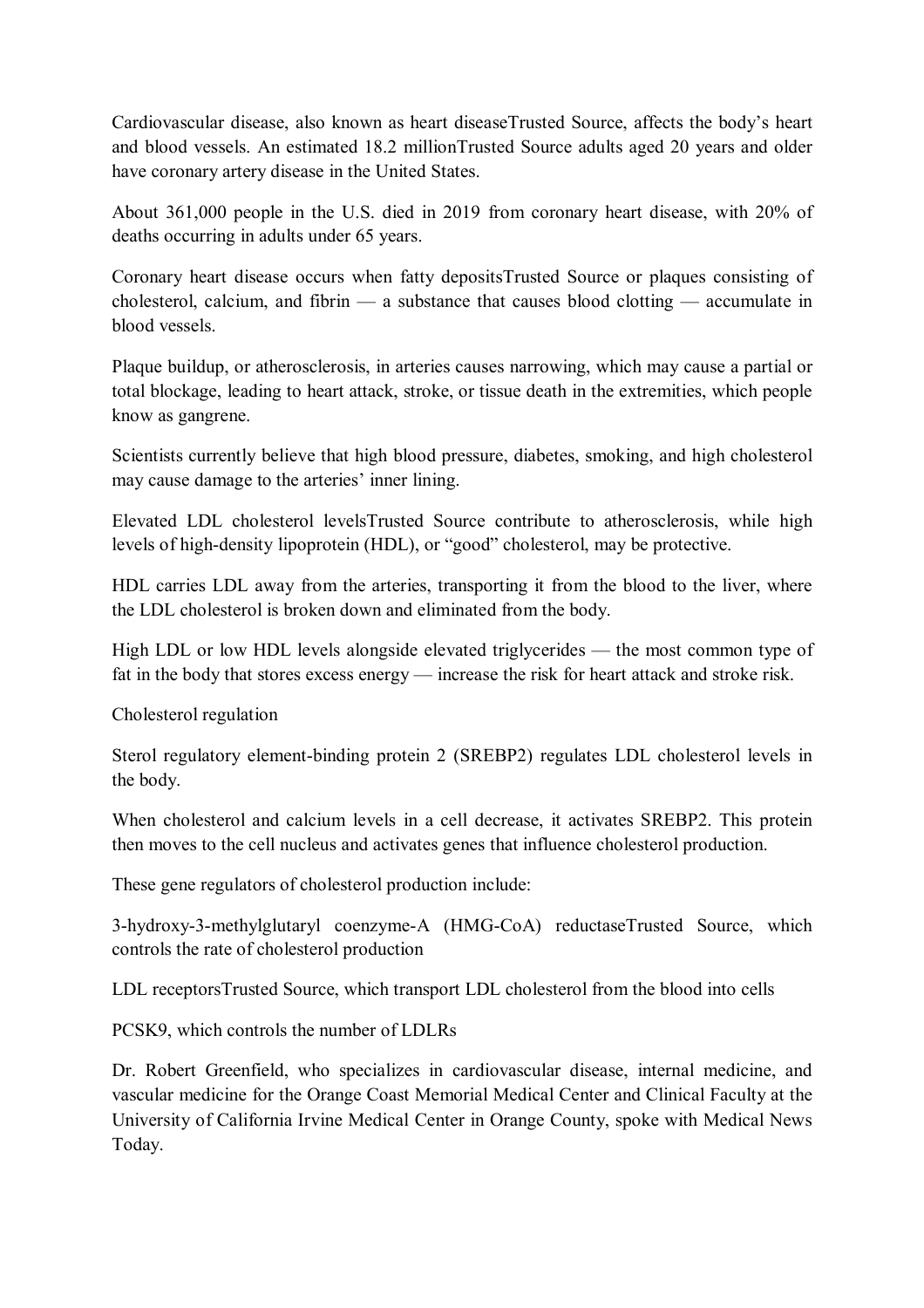Cardiovascular disease, also known as heart diseaseTrusted Source, affects the body's heart and blood vessels. An estimated 18.2 millionTrusted Source adults aged 20 years and older have coronary artery disease in the United States.

About 361,000 people in the U.S. died in 2019 from coronary heart disease, with 20% of deaths occurring in adults under 65 years.

Coronary heart disease occurs when fatty depositsTrusted Source or plaques consisting of cholesterol, calcium, and fibrin — a substance that causes blood clotting — accumulate in blood vessels.

Plaque buildup, or atherosclerosis, in arteries causes narrowing, which may cause a partial or total blockage, leading to heart attack, stroke, or tissue death in the extremities, which people know as gangrene.

Scientists currently believe that high blood pressure, diabetes, smoking, and high cholesterol may cause damage to the arteries' inner lining.

Elevated LDL cholesterol levelsTrusted Source contribute to atherosclerosis, while high levels of high-density lipoprotein (HDL), or "good" cholesterol, may be protective.

HDL carries LDL away from the arteries, transporting it from the blood to the liver, where the LDL cholesterol is broken down and eliminated from the body.

High LDL or low HDL levels alongside elevated triglycerides — the most common type of fat in the body that stores excess energy — increase the risk for heart attack and stroke risk.

## Cholesterol regulation

Sterol regulatory element-binding protein 2 (SREBP2) regulates LDL cholesterol levels in the body.

When cholesterol and calcium levels in a cell decrease, it activates SREBP2. This protein then moves to the cell nucleus and activates genes that influence cholesterol production.

These gene regulators of cholesterol production include:

- 3-hydroxy-3-methylglutaryl coenzyme-A (HMG-CoA) reductaseTrusted Source, which controls the rate of cholesterol production
- LDL receptorsTrusted Source, which transport LDL cholesterol from the blood into cells
- PCSK9, which controls the number of LDLRs

Dr. Robert Greenfield, who specializes in cardiovascular disease, internal medicine, and vascular medicine for the Orange Coast Memorial Medical Center and Clinical Faculty at the University of California Irvine Medical Center in Orange County, spoke with Medical News Today.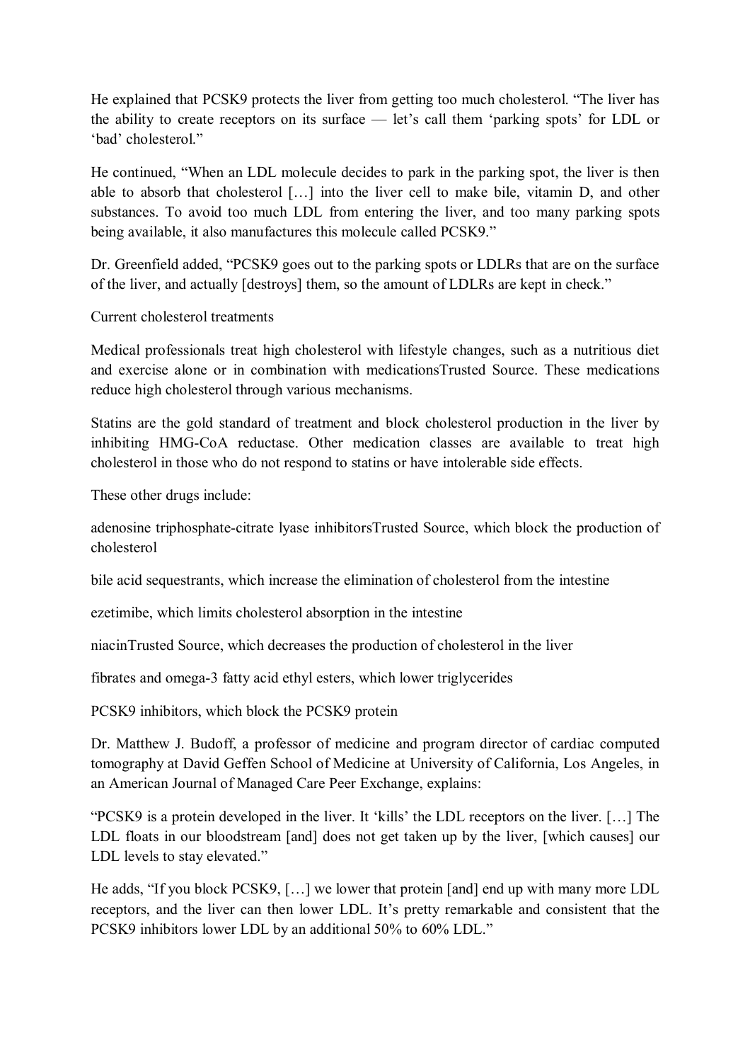He explained that PCSK9 protects the liver from getting too much cholesterol. “The liver has the ability to create receptors on its surface — let’s call them ‘parking spots’ for LDL or ‘bad’ cholesterol.”

He continued, “When an LDL molecule decides to park in the parking spot, the liver is then able to absorb that cholesterol […] into the liver cell to make bile, vitamin D, and other substances. To avoid too much LDL from entering the liver, and too many parking spots being available, it also manufactures this molecule called PCSK9.”

Dr. Greenfield added, “PCSK9 goes out to the parking spots or LDLRs that are on the surface of the liver, and actually [destroys] them, so the amount of LDLRs are kept in check.”

## Current cholesterol treatments

Medical professionals treat high cholesterol with lifestyle changes, such as a nutritious diet and exercise alone or in combination with medicationsTrusted Source. These medications reduce high cholesterol through various mechanisms.

Statins are the gold standard of treatment and block cholesterol production in the liver by inhibiting HMG-CoA reductase. Other medication classes are available to treat high cholesterol in those who do not respond to statins or have intolerable side effects.

These other drugs include:

- adenosine triphosphate-citrate lyase inhibitorsTrusted Source, which block the production of cholesterol
- bile acid sequestrants, which increase the elimination of cholesterol from the intestine
- ezetimibe, which limits cholesterol absorption in the intestine
- niacinTrusted Source, which decreases the production of cholesterol in the liver
- fibrates and omega-3 fatty acid ethyl esters, which lower triglycerides
- PCSK9 inhibitors, which block the PCSK9 protein

Dr. Matthew J. Budoff, a professor of medicine and program director of cardiac computed tomography at David Geffen School of Medicine at University of California, Los Angeles, in an American Journal of Managed Care Peer Exchange, explains:

“PCSK9 is a protein developed in the liver. It ‘kills’ the LDL receptors on the liver. […] The LDL floats in our bloodstream [and] does not get taken up by the liver, [which causes] our LDL levels to stay elevated.”

He adds, “If you block PCSK9, […] we lower that protein [and] end up with many more LDL receptors, and the liver can then lower LDL. It’s pretty remarkable and consistent that the PCSK9 inhibitors lower LDL by an additional 50% to 60% LDL.”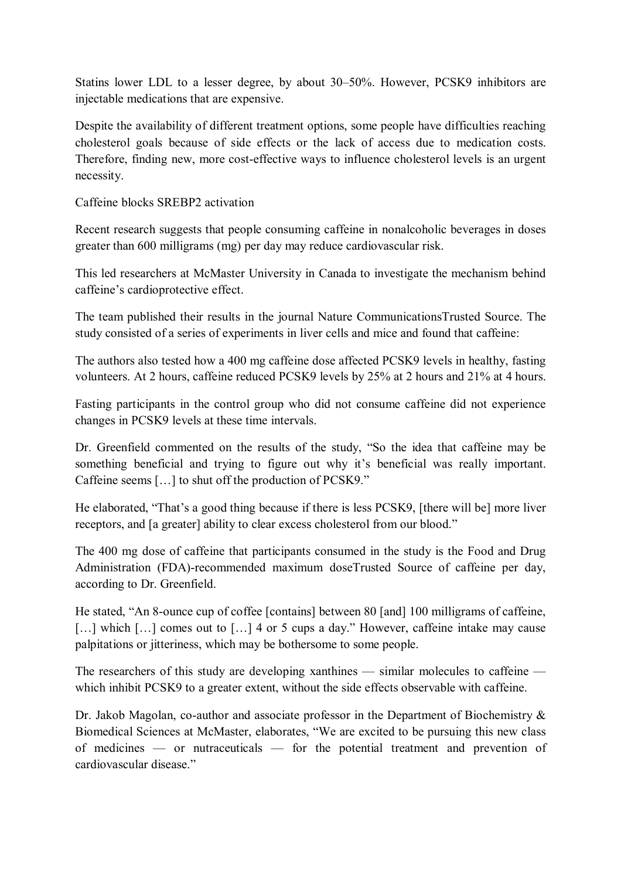Statins lower LDL to a lesser degree, by about 30–50%. However, PCSK9 inhibitors are injectable medications that are expensive.

Despite the availability of different treatment options, some people have difficulties reaching cholesterol goals because of side effects or the lack of access due to medication costs. Therefore, finding new, more cost-effective ways to influence cholesterol levels is an urgent necessity.

## Caffeine blocks SREBP2 activation

Recent research suggests that people consuming caffeine in nonalcoholic beverages in doses greater than 600 milligrams (mg) per day may reduce cardiovascular risk.

This led researchers at McMaster University in Canada to investigate the mechanism behind caffeine's cardioprotective effect.

The team published their results in the journal Nature CommunicationsTrusted Source. The study consisted of a series of experiments in liver cells and mice and found that caffeine:

The authors also tested how a 400 mg caffeine dose affected PCSK9 levels in healthy, fasting volunteers. At 2 hours, caffeine reduced PCSK9 levels by 25% at 2 hours and 21% at 4 hours.

Fasting participants in the control group who did not consume caffeine did not experience changes in PCSK9 levels at these time intervals.

Dr. Greenfield commented on the results of the study, "So the idea that caffeine may be something beneficial and trying to figure out why it's beneficial was really important. Caffeine seems […] to shut off the production of PCSK9."

He elaborated, "That's a good thing because if there is less PCSK9, [there will be] more liver receptors, and [a greater] ability to clear excess cholesterol from our blood."

The 400 mg dose of caffeine that participants consumed in the study is the Food and Drug Administration (FDA)-recommended maximum doseTrusted Source of caffeine per day, according to Dr. Greenfield.

He stated, "An 8-ounce cup of coffee [contains] between 80 [and] 100 milligrams of caffeine, […] which […] comes out to […] 4 or 5 cups a day." However, caffeine intake may cause palpitations or jitteriness, which may be bothersome to some people.

The researchers of this study are developing xanthines — similar molecules to caffeine — which inhibit PCSK9 to a greater extent, without the side effects observable with caffeine.

Dr. Jakob Magolan, co-author and associate professor in the Department of Biochemistry & Biomedical Sciences at McMaster, elaborates, "We are excited to be pursuing this new class of medicines — or nutraceuticals — for the potential treatment and prevention of cardiovascular disease."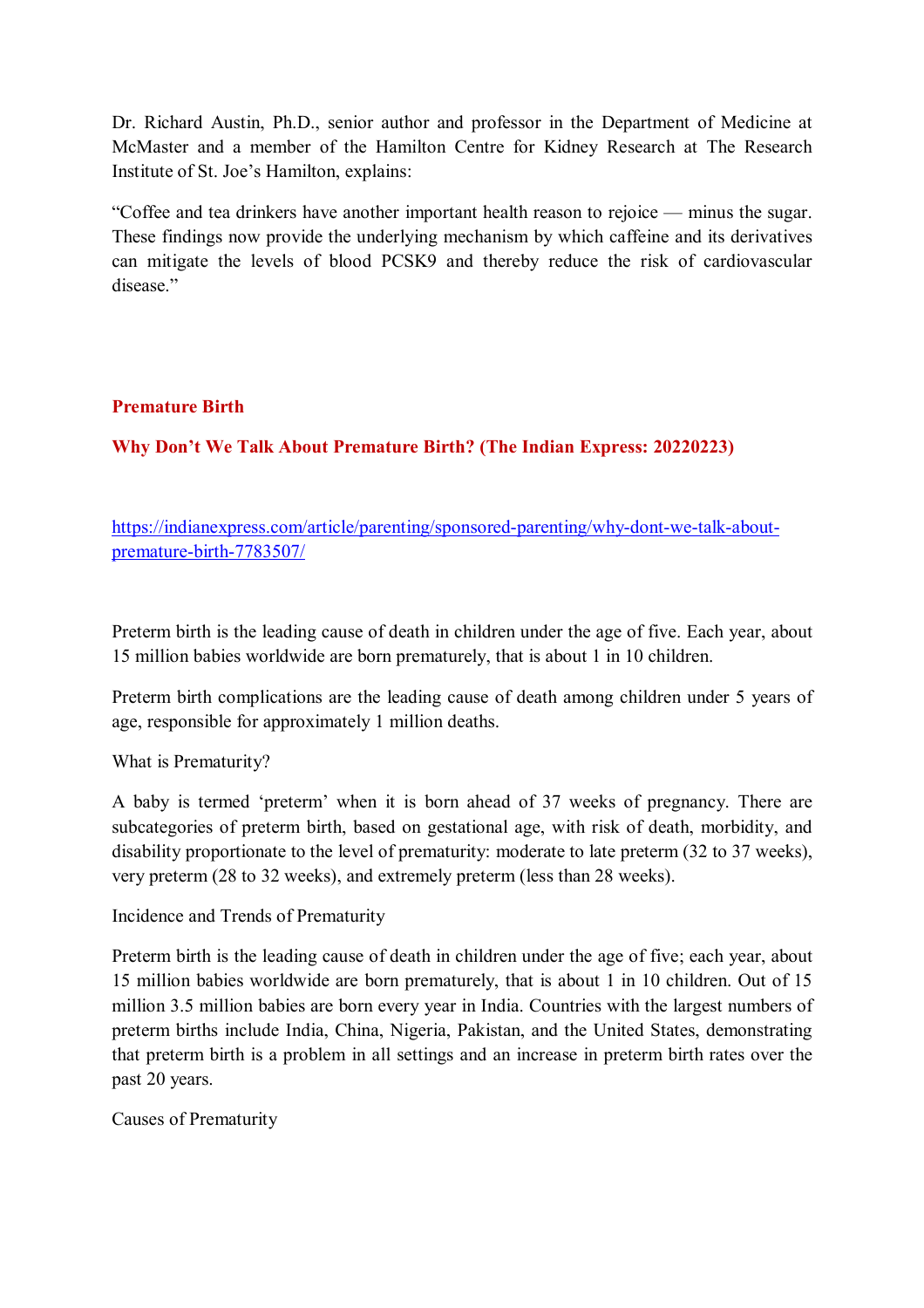Dr. Richard Austin, Ph.D., senior author and professor in the Department of Medicine at McMaster and a member of the Hamilton Centre for Kidney Research at The Research Institute of St. Joe's Hamilton, explains:

"Coffee and tea drinkers have another important health reason to rejoice — minus the sugar. These findings now provide the underlying mechanism by which caffeine and its derivatives can mitigate the levels of blood PCSK9 and thereby reduce the risk of cardiovascular disease."

## Premature Birth

### Why Don't We Talk About Premature Birth? (The Indian Express: 20220223)

https://indianexpress.com/article/parenting/sponsored-parenting/why-dont-we-talk-about-premature-birth-7783507/

Preterm birth is the leading cause of death in children under the age of five. Each year, about 15 million babies worldwide are born prematurely, that is about 1 in 10 children.

Preterm birth complications are the leading cause of death among children under 5 years of age, responsible for approximately 1 million deaths.

What is Prematurity?

A baby is termed 'preterm' when it is born ahead of 37 weeks of pregnancy. There are subcategories of preterm birth, based on gestational age, with risk of death, morbidity, and disability proportionate to the level of prematurity: moderate to late preterm (32 to 37 weeks), very preterm (28 to 32 weeks), and extremely preterm (less than 28 weeks).

Incidence and Trends of Prematurity

Preterm birth is the leading cause of death in children under the age of five; each year, about 15 million babies worldwide are born prematurely, that is about 1 in 10 children. Out of 15 million 3.5 million babies are born every year in India. Countries with the largest numbers of preterm births include India, China, Nigeria, Pakistan, and the United States, demonstrating that preterm birth is a problem in all settings and an increase in preterm birth rates over the past 20 years.

Causes of Prematurity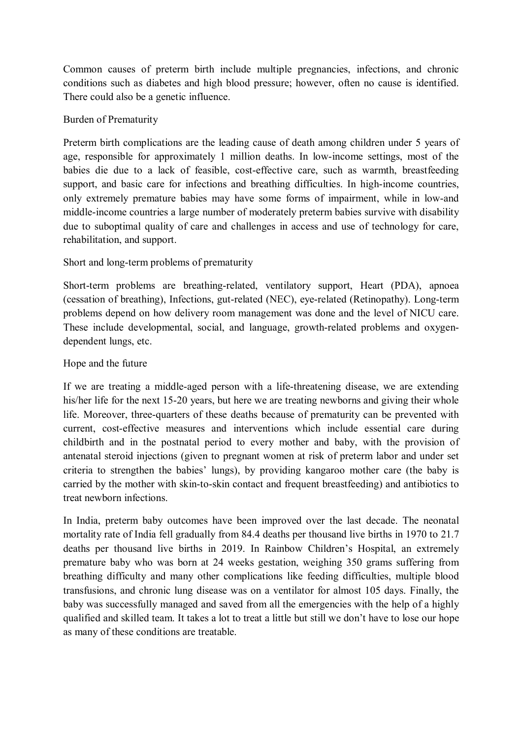Common causes of preterm birth include multiple pregnancies, infections, and chronic conditions such as diabetes and high blood pressure; however, often no cause is identified. There could also be a genetic influence.

## Burden of Prematurity

Preterm birth complications are the leading cause of death among children under 5 years of age, responsible for approximately 1 million deaths. In low-income settings, most of the babies die due to a lack of feasible, cost-effective care, such as warmth, breastfeeding support, and basic care for infections and breathing difficulties. In high-income countries, only extremely premature babies may have some forms of impairment, while in low-and middle-income countries a large number of moderately preterm babies survive with disability due to suboptimal quality of care and challenges in access and use of technology for care, rehabilitation, and support.

## Short and long-term problems of prematurity

Short-term problems are breathing-related, ventilatory support, Heart (PDA), apnoea (cessation of breathing), Infections, gut-related (NEC), eye-related (Retinopathy). Long-term problems depend on how delivery room management was done and the level of NICU care. These include developmental, social, and language, growth-related problems and oxygen-dependent lungs, etc.

## Hope and the future

If we are treating a middle-aged person with a life-threatening disease, we are extending his/her life for the next 15-20 years, but here we are treating newborns and giving their whole life. Moreover, three-quarters of these deaths because of prematurity can be prevented with current, cost-effective measures and interventions which include essential care during childbirth and in the postnatal period to every mother and baby, with the provision of antenatal steroid injections (given to pregnant women at risk of preterm labor and under set criteria to strengthen the babies' lungs), by providing kangaroo mother care (the baby is carried by the mother with skin-to-skin contact and frequent breastfeeding) and antibiotics to treat newborn infections.

In India, preterm baby outcomes have been improved over the last decade. The neonatal mortality rate of India fell gradually from 84.4 deaths per thousand live births in 1970 to 21.7 deaths per thousand live births in 2019. In Rainbow Children's Hospital, an extremely premature baby who was born at 24 weeks gestation, weighing 350 grams suffering from breathing difficulty and many other complications like feeding difficulties, multiple blood transfusions, and chronic lung disease was on a ventilator for almost 105 days. Finally, the baby was successfully managed and saved from all the emergencies with the help of a highly qualified and skilled team. It takes a lot to treat a little but still we don't have to lose our hope as many of these conditions are treatable.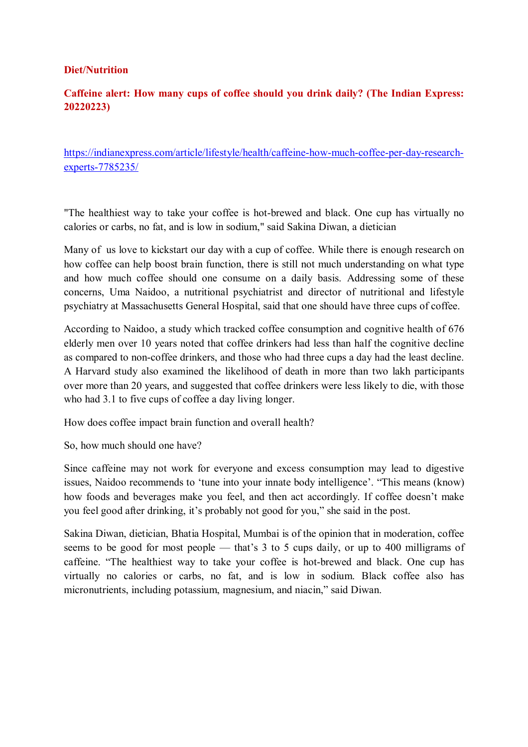**Diet/Nutrition**

**Caffeine alert: How many cups of coffee should you drink daily? (The Indian Express: 20220223)**

https://indianexpress.com/article/lifestyle/health/caffeine-how-much-coffee-per-day-research-experts-7785235/

"The healthiest way to take your coffee is hot-brewed and black. One cup has virtually no calories or carbs, no fat, and is low in sodium," said Sakina Diwan, a dietician

Many of us love to kickstart our day with a cup of coffee. While there is enough research on how coffee can help boost brain function, there is still not much understanding on what type and how much coffee should one consume on a daily basis. Addressing some of these concerns, Uma Naidoo, a nutritional psychiatrist and director of nutritional and lifestyle psychiatry at Massachusetts General Hospital, said that one should have three cups of coffee.

According to Naidoo, a study which tracked coffee consumption and cognitive health of 676 elderly men over 10 years noted that coffee drinkers had less than half the cognitive decline as compared to non-coffee drinkers, and those who had three cups a day had the least decline. A Harvard study also examined the likelihood of death in more than two lakh participants over more than 20 years, and suggested that coffee drinkers were less likely to die, with those who had 3.1 to five cups of coffee a day living longer.

How does coffee impact brain function and overall health?

So, how much should one have?

Since caffeine may not work for everyone and excess consumption may lead to digestive issues, Naidoo recommends to 'tune into your innate body intelligence'. "This means (know) how foods and beverages make you feel, and then act accordingly. If coffee doesn't make you feel good after drinking, it's probably not good for you," she said in the post.

Sakina Diwan, dietician, Bhatia Hospital, Mumbai is of the opinion that in moderation, coffee seems to be good for most people — that's 3 to 5 cups daily, or up to 400 milligrams of caffeine. "The healthiest way to take your coffee is hot-brewed and black. One cup has virtually no calories or carbs, no fat, and is low in sodium. Black coffee also has micronutrients, including potassium, magnesium, and niacin," said Diwan.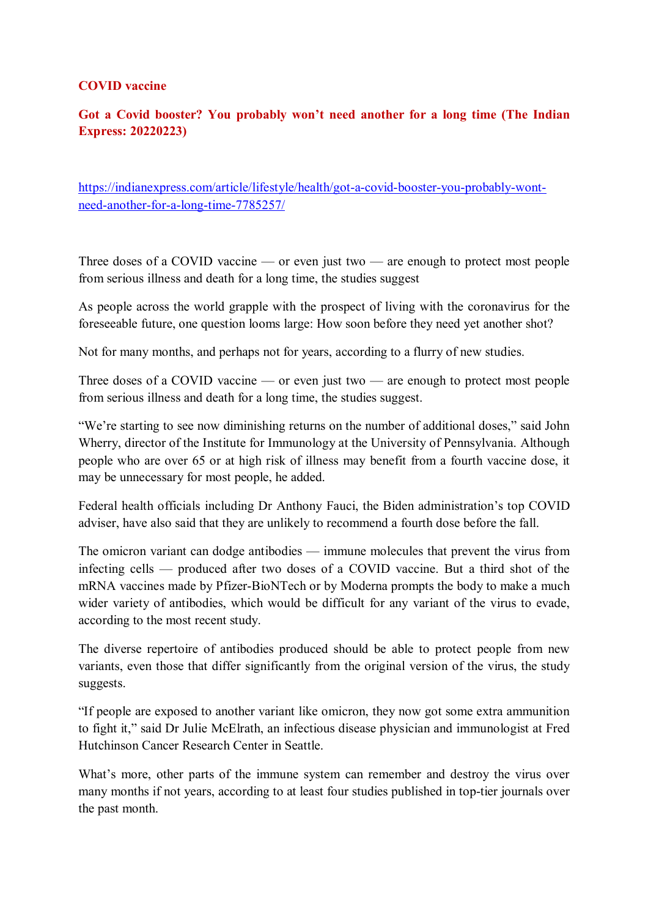**COVID vaccine**

**Got a Covid booster? You probably won't need another for a long time (The Indian Express: 20220223)**

https://indianexpress.com/article/lifestyle/health/got-a-covid-booster-you-probably-wont-need-another-for-a-long-time-7785257/

Three doses of a COVID vaccine — or even just two — are enough to protect most people from serious illness and death for a long time, the studies suggest

As people across the world grapple with the prospect of living with the coronavirus for the foreseeable future, one question looms large: How soon before they need yet another shot?

Not for many months, and perhaps not for years, according to a flurry of new studies.

Three doses of a COVID vaccine — or even just two — are enough to protect most people from serious illness and death for a long time, the studies suggest.

"We're starting to see now diminishing returns on the number of additional doses," said John Wherry, director of the Institute for Immunology at the University of Pennsylvania. Although people who are over 65 or at high risk of illness may benefit from a fourth vaccine dose, it may be unnecessary for most people, he added.

Federal health officials including Dr Anthony Fauci, the Biden administration's top COVID adviser, have also said that they are unlikely to recommend a fourth dose before the fall.

The omicron variant can dodge antibodies — immune molecules that prevent the virus from infecting cells — produced after two doses of a COVID vaccine. But a third shot of the mRNA vaccines made by Pfizer-BioNTech or by Moderna prompts the body to make a much wider variety of antibodies, which would be difficult for any variant of the virus to evade, according to the most recent study.

The diverse repertoire of antibodies produced should be able to protect people from new variants, even those that differ significantly from the original version of the virus, the study suggests.

"If people are exposed to another variant like omicron, they now got some extra ammunition to fight it," said Dr Julie McElrath, an infectious disease physician and immunologist at Fred Hutchinson Cancer Research Center in Seattle.

What's more, other parts of the immune system can remember and destroy the virus over many months if not years, according to at least four studies published in top-tier journals over the past month.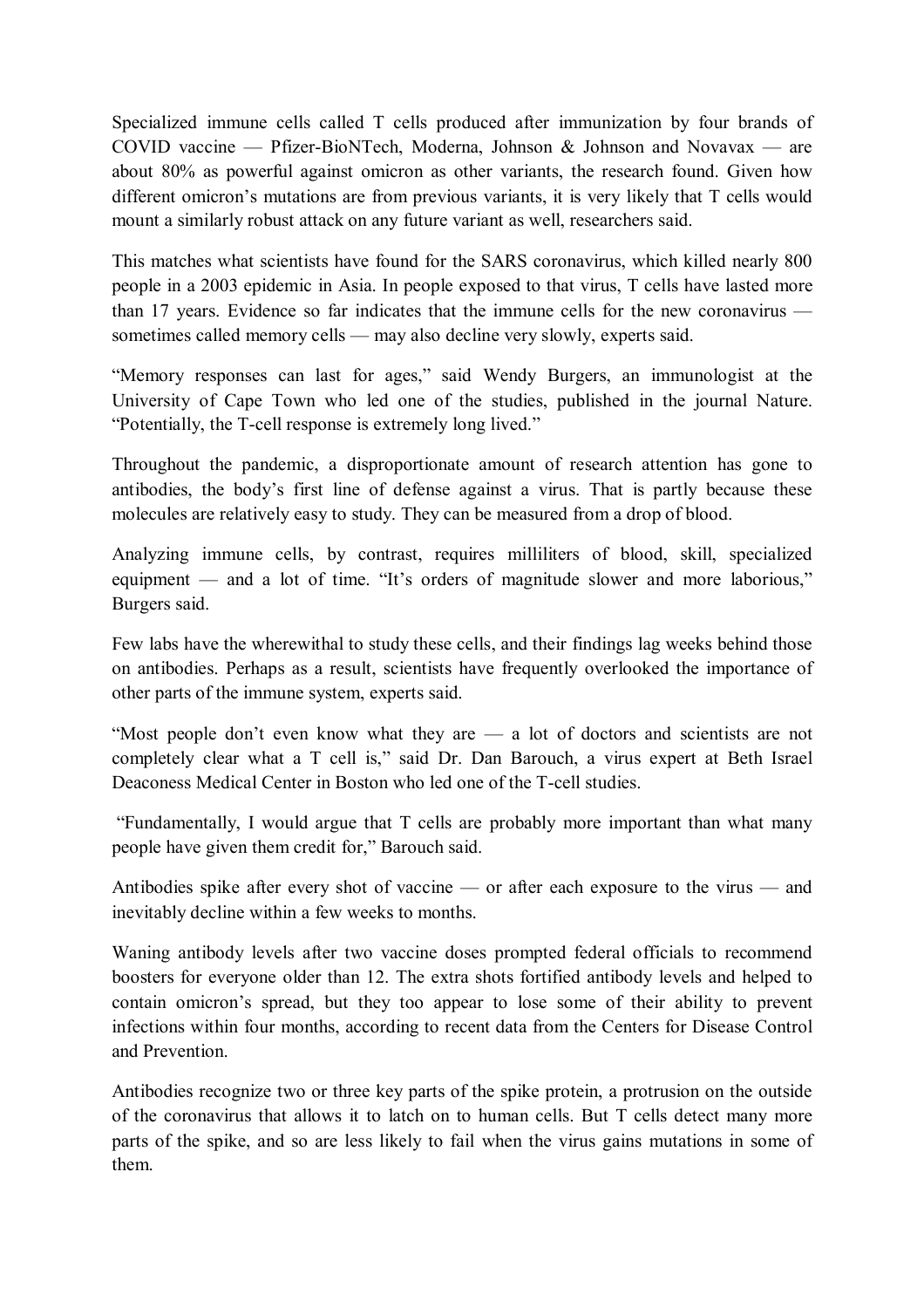Specialized immune cells called T cells produced after immunization by four brands of COVID vaccine — Pfizer-BioNTech, Moderna, Johnson & Johnson and Novavax — are about 80% as powerful against omicron as other variants, the research found. Given how different omicron's mutations are from previous variants, it is very likely that T cells would mount a similarly robust attack on any future variant as well, researchers said.

This matches what scientists have found for the SARS coronavirus, which killed nearly 800 people in a 2003 epidemic in Asia. In people exposed to that virus, T cells have lasted more than 17 years. Evidence so far indicates that the immune cells for the new coronavirus — sometimes called memory cells — may also decline very slowly, experts said.

"Memory responses can last for ages," said Wendy Burgers, an immunologist at the University of Cape Town who led one of the studies, published in the journal Nature. "Potentially, the T-cell response is extremely long lived."

Throughout the pandemic, a disproportionate amount of research attention has gone to antibodies, the body's first line of defense against a virus. That is partly because these molecules are relatively easy to study. They can be measured from a drop of blood.

Analyzing immune cells, by contrast, requires milliliters of blood, skill, specialized equipment — and a lot of time. "It's orders of magnitude slower and more laborious," Burgers said.

Few labs have the wherewithal to study these cells, and their findings lag weeks behind those on antibodies. Perhaps as a result, scientists have frequently overlooked the importance of other parts of the immune system, experts said.

"Most people don't even know what they are — a lot of doctors and scientists are not completely clear what a T cell is," said Dr. Dan Barouch, a virus expert at Beth Israel Deaconess Medical Center in Boston who led one of the T-cell studies.

"Fundamentally, I would argue that T cells are probably more important than what many people have given them credit for," Barouch said.

Antibodies spike after every shot of vaccine — or after each exposure to the virus — and inevitably decline within a few weeks to months.

Waning antibody levels after two vaccine doses prompted federal officials to recommend boosters for everyone older than 12. The extra shots fortified antibody levels and helped to contain omicron's spread, but they too appear to lose some of their ability to prevent infections within four months, according to recent data from the Centers for Disease Control and Prevention.

Antibodies recognize two or three key parts of the spike protein, a protrusion on the outside of the coronavirus that allows it to latch on to human cells. But T cells detect many more parts of the spike, and so are less likely to fail when the virus gains mutations in some of them.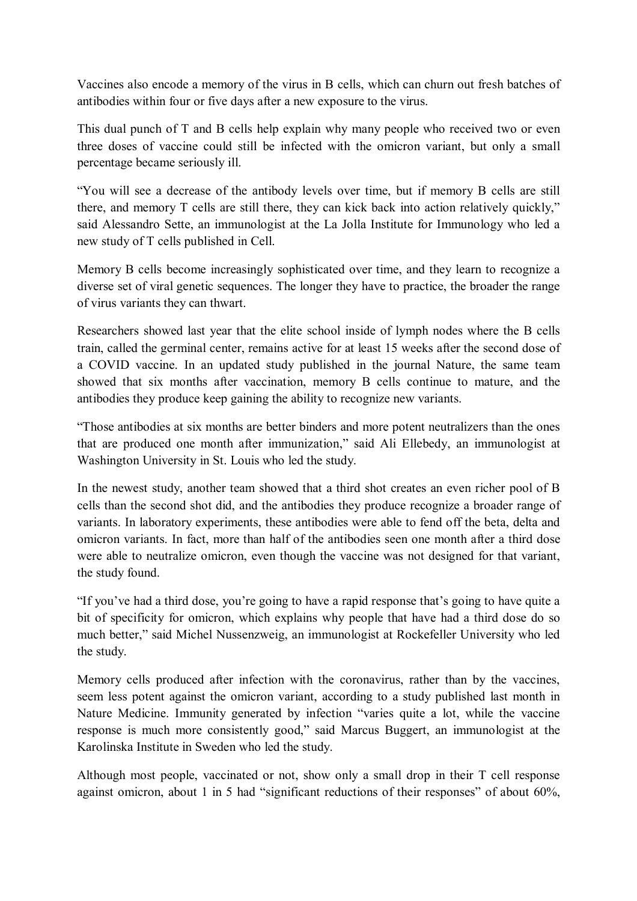Vaccines also encode a memory of the virus in B cells, which can churn out fresh batches of antibodies within four or five days after a new exposure to the virus.

This dual punch of T and B cells help explain why many people who received two or even three doses of vaccine could still be infected with the omicron variant, but only a small percentage became seriously ill.

“You will see a decrease of the antibody levels over time, but if memory B cells are still there, and memory T cells are still there, they can kick back into action relatively quickly,” said Alessandro Sette, an immunologist at the La Jolla Institute for Immunology who led a new study of T cells published in Cell.

Memory B cells become increasingly sophisticated over time, and they learn to recognize a diverse set of viral genetic sequences. The longer they have to practice, the broader the range of virus variants they can thwart.

Researchers showed last year that the elite school inside of lymph nodes where the B cells train, called the germinal center, remains active for at least 15 weeks after the second dose of a COVID vaccine. In an updated study published in the journal Nature, the same team showed that six months after vaccination, memory B cells continue to mature, and the antibodies they produce keep gaining the ability to recognize new variants.

“Those antibodies at six months are better binders and more potent neutralizers than the ones that are produced one month after immunization,” said Ali Ellebedy, an immunologist at Washington University in St. Louis who led the study.

In the newest study, another team showed that a third shot creates an even richer pool of B cells than the second shot did, and the antibodies they produce recognize a broader range of variants. In laboratory experiments, these antibodies were able to fend off the beta, delta and omicron variants. In fact, more than half of the antibodies seen one month after a third dose were able to neutralize omicron, even though the vaccine was not designed for that variant, the study found.

“If you’ve had a third dose, you’re going to have a rapid response that’s going to have quite a bit of specificity for omicron, which explains why people that have had a third dose do so much better,” said Michel Nussenzweig, an immunologist at Rockefeller University who led the study.

Memory cells produced after infection with the coronavirus, rather than by the vaccines, seem less potent against the omicron variant, according to a study published last month in Nature Medicine. Immunity generated by infection “varies quite a lot, while the vaccine response is much more consistently good,” said Marcus Buggert, an immunologist at the Karolinska Institute in Sweden who led the study.

Although most people, vaccinated or not, show only a small drop in their T cell response against omicron, about 1 in 5 had “significant reductions of their responses” of about 60%,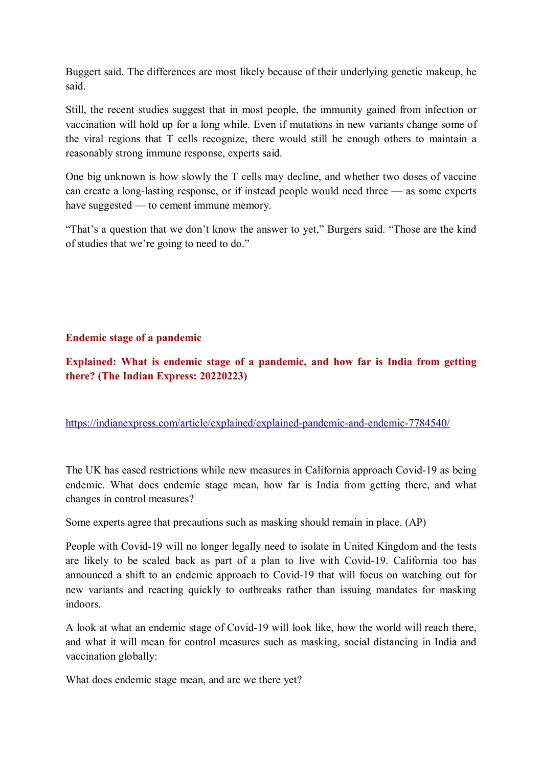Buggert said. The differences are most likely because of their underlying genetic makeup, he said.

Still, the recent studies suggest that in most people, the immunity gained from infection or vaccination will hold up for a long while. Even if mutations in new variants change some of the viral regions that T cells recognize, there would still be enough others to maintain a reasonably strong immune response, experts said.

One big unknown is how slowly the T cells may decline, and whether two doses of vaccine can create a long-lasting response, or if instead people would need three — as some experts have suggested — to cement immune memory.

"That's a question that we don't know the answer to yet," Burgers said. "Those are the kind of studies that we're going to need to do."

## Endemic stage of a pandemic

### Explained: What is endemic stage of a pandemic, and how far is India from getting there? (The Indian Express: 20220223)

https://indianexpress.com/article/explained/explained-pandemic-and-endemic-7784540/

The UK has eased restrictions while new measures in California approach Covid-19 as being endemic. What does endemic stage mean, how far is India from getting there, and what changes in control measures?

Some experts agree that precautions such as masking should remain in place. (AP)

People with Covid-19 will no longer legally need to isolate in United Kingdom and the tests are likely to be scaled back as part of a plan to live with Covid-19. California too has announced a shift to an endemic approach to Covid-19 that will focus on watching out for new variants and reacting quickly to outbreaks rather than issuing mandates for masking indoors.

A look at what an endemic stage of Covid-19 will look like, how the world will reach there, and what it will mean for control measures such as masking, social distancing in India and vaccination globally:

What does endemic stage mean, and are we there yet?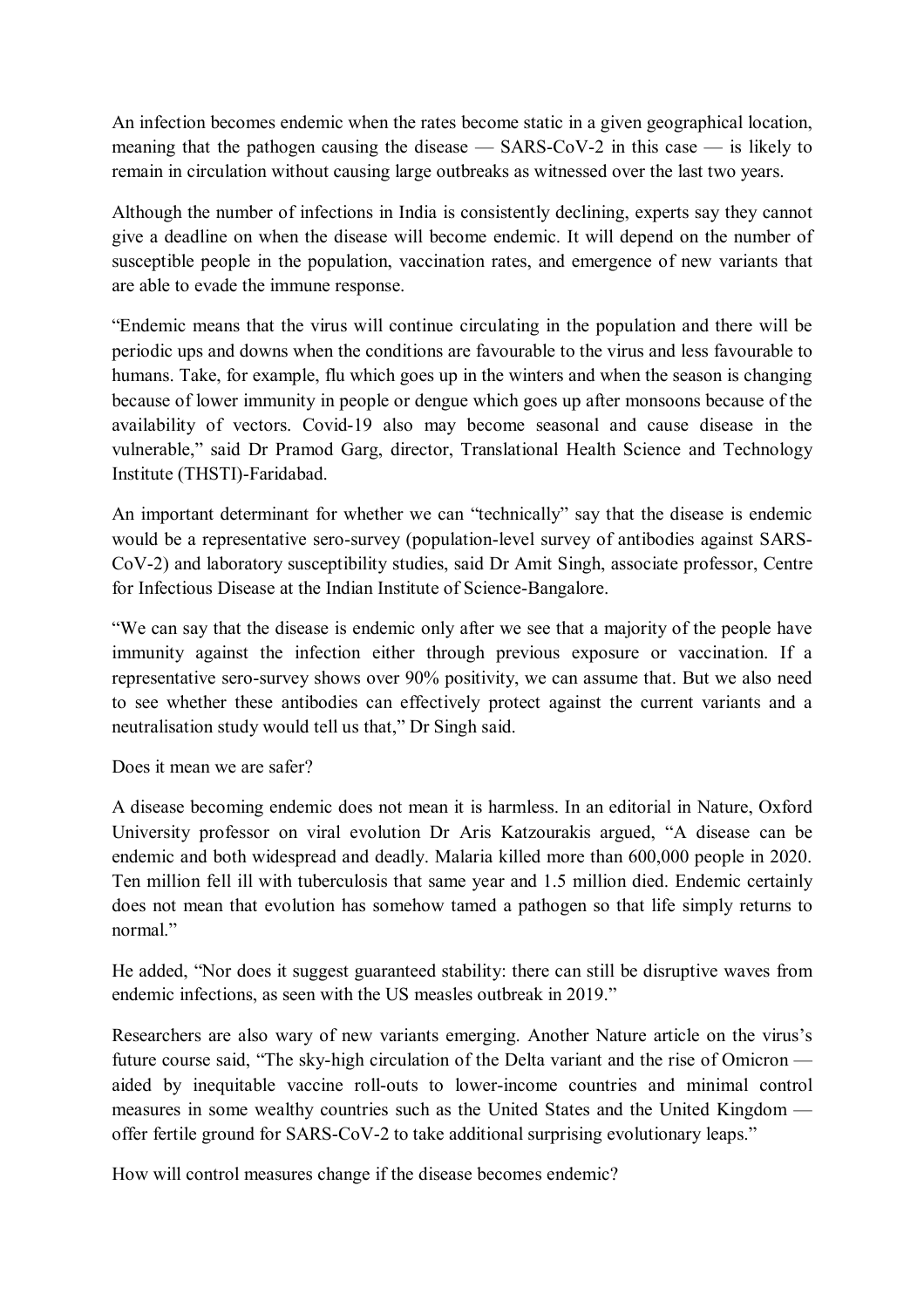An infection becomes endemic when the rates become static in a given geographical location, meaning that the pathogen causing the disease — SARS-CoV-2 in this case — is likely to remain in circulation without causing large outbreaks as witnessed over the last two years.

Although the number of infections in India is consistently declining, experts say they cannot give a deadline on when the disease will become endemic. It will depend on the number of susceptible people in the population, vaccination rates, and emergence of new variants that are able to evade the immune response.

"Endemic means that the virus will continue circulating in the population and there will be periodic ups and downs when the conditions are favourable to the virus and less favourable to humans. Take, for example, flu which goes up in the winters and when the season is changing because of lower immunity in people or dengue which goes up after monsoons because of the availability of vectors. Covid-19 also may become seasonal and cause disease in the vulnerable," said Dr Pramod Garg, director, Translational Health Science and Technology Institute (THSTI)-Faridabad.

An important determinant for whether we can "technically" say that the disease is endemic would be a representative sero-survey (population-level survey of antibodies against SARS-CoV-2) and laboratory susceptibility studies, said Dr Amit Singh, associate professor, Centre for Infectious Disease at the Indian Institute of Science-Bangalore.

"We can say that the disease is endemic only after we see that a majority of the people have immunity against the infection either through previous exposure or vaccination. If a representative sero-survey shows over 90% positivity, we can assume that. But we also need to see whether these antibodies can effectively protect against the current variants and a neutralisation study would tell us that," Dr Singh said.

Does it mean we are safer?

A disease becoming endemic does not mean it is harmless. In an editorial in Nature, Oxford University professor on viral evolution Dr Aris Katzourakis argued, "A disease can be endemic and both widespread and deadly. Malaria killed more than 600,000 people in 2020. Ten million fell ill with tuberculosis that same year and 1.5 million died. Endemic certainly does not mean that evolution has somehow tamed a pathogen so that life simply returns to normal."

He added, "Nor does it suggest guaranteed stability: there can still be disruptive waves from endemic infections, as seen with the US measles outbreak in 2019."

Researchers are also wary of new variants emerging. Another Nature article on the virus's future course said, "The sky-high circulation of the Delta variant and the rise of Omicron — aided by inequitable vaccine roll-outs to lower-income countries and minimal control measures in some wealthy countries such as the United States and the United Kingdom — offer fertile ground for SARS-CoV-2 to take additional surprising evolutionary leaps."

How will control measures change if the disease becomes endemic?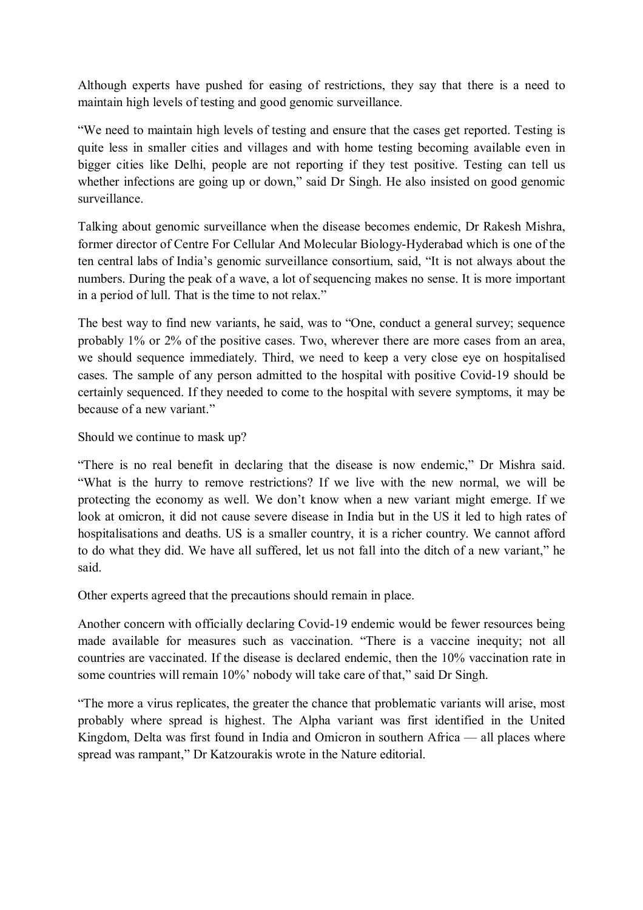Although experts have pushed for easing of restrictions, they say that there is a need to maintain high levels of testing and good genomic surveillance.

"We need to maintain high levels of testing and ensure that the cases get reported. Testing is quite less in smaller cities and villages and with home testing becoming available even in bigger cities like Delhi, people are not reporting if they test positive. Testing can tell us whether infections are going up or down," said Dr Singh. He also insisted on good genomic surveillance.

Talking about genomic surveillance when the disease becomes endemic, Dr Rakesh Mishra, former director of Centre For Cellular And Molecular Biology-Hyderabad which is one of the ten central labs of India's genomic surveillance consortium, said, "It is not always about the numbers. During the peak of a wave, a lot of sequencing makes no sense. It is more important in a period of lull. That is the time to not relax."

The best way to find new variants, he said, was to "One, conduct a general survey; sequence probably 1% or 2% of the positive cases. Two, wherever there are more cases from an area, we should sequence immediately. Third, we need to keep a very close eye on hospitalised cases. The sample of any person admitted to the hospital with positive Covid-19 should be certainly sequenced. If they needed to come to the hospital with severe symptoms, it may be because of a new variant."

Should we continue to mask up?

"There is no real benefit in declaring that the disease is now endemic," Dr Mishra said. "What is the hurry to remove restrictions? If we live with the new normal, we will be protecting the economy as well. We don't know when a new variant might emerge. If we look at omicron, it did not cause severe disease in India but in the US it led to high rates of hospitalisations and deaths. US is a smaller country, it is a richer country. We cannot afford to do what they did. We have all suffered, let us not fall into the ditch of a new variant," he said.

Other experts agreed that the precautions should remain in place.

Another concern with officially declaring Covid-19 endemic would be fewer resources being made available for measures such as vaccination. "There is a vaccine inequity; not all countries are vaccinated. If the disease is declared endemic, then the 10% vaccination rate in some countries will remain 10%' nobody will take care of that," said Dr Singh.

"The more a virus replicates, the greater the chance that problematic variants will arise, most probably where spread is highest. The Alpha variant was first identified in the United Kingdom, Delta was first found in India and Omicron in southern Africa — all places where spread was rampant," Dr Katzourakis wrote in the Nature editorial.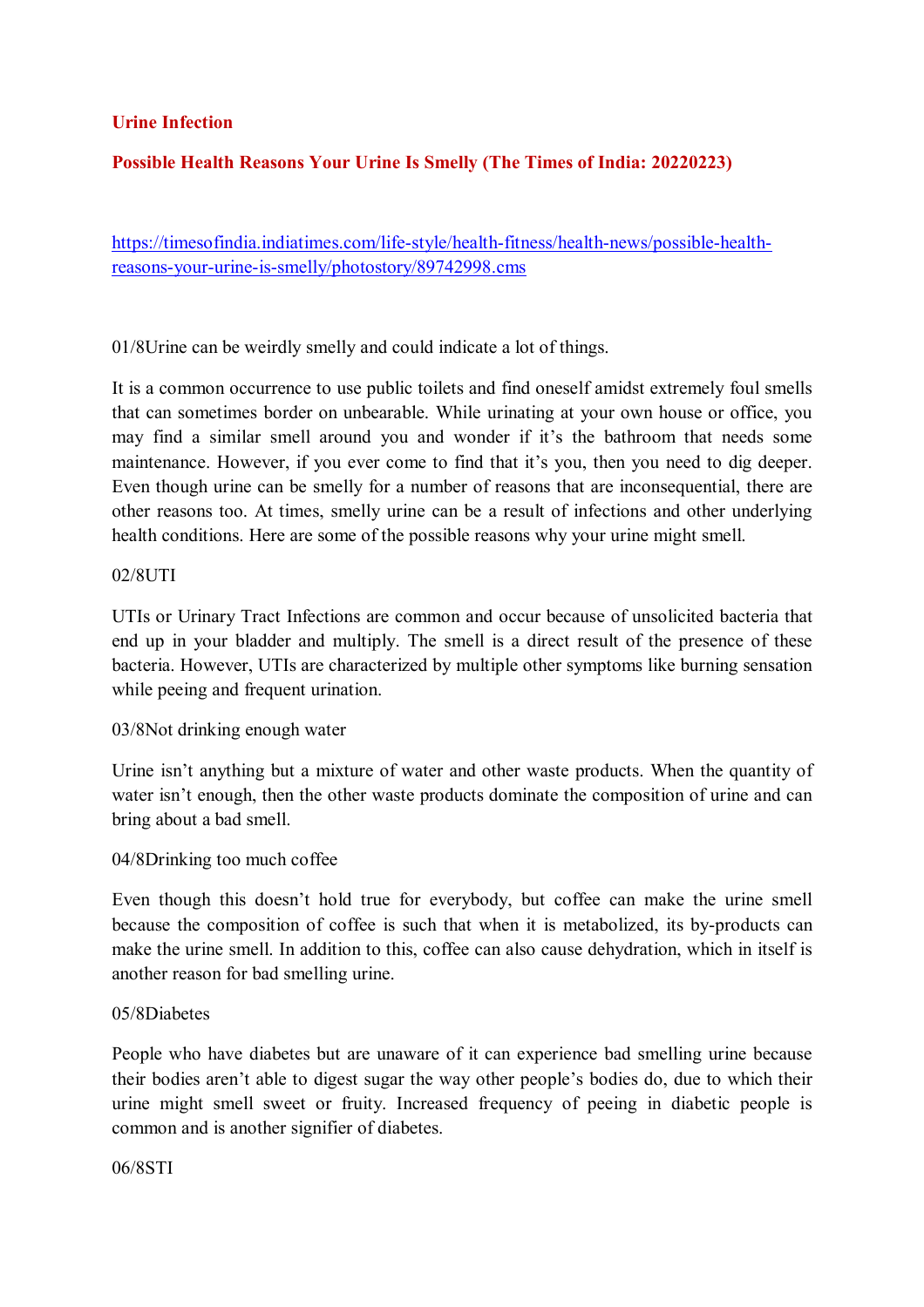**Urine Infection**

**Possible Health Reasons Your Urine Is Smelly (The Times of India: 20220223)**

[https://timesofindia.indiatimes.com/life-style/health-fitness/health-news/possible-health-reasons-your-urine-is-smelly/photostory/89742998.cms](https://timesofindia.indiatimes.com/life-style/health-fitness/health-news/possible-health-reasons-your-urine-is-smelly/photostory/89742998.cms)

01/8Urine can be weirdly smelly and could indicate a lot of things.

It is a common occurrence to use public toilets and find oneself amidst extremely foul smells that can sometimes border on unbearable. While urinating at your own house or office, you may find a similar smell around you and wonder if it's the bathroom that needs some maintenance. However, if you ever come to find that it's you, then you need to dig deeper. Even though urine can be smelly for a number of reasons that are inconsequential, there are other reasons too. At times, smelly urine can be a result of infections and other underlying health conditions. Here are some of the possible reasons why your urine might smell.

02/8UTI

UTIs or Urinary Tract Infections are common and occur because of unsolicited bacteria that end up in your bladder and multiply. The smell is a direct result of the presence of these bacteria. However, UTIs are characterized by multiple other symptoms like burning sensation while peeing and frequent urination.

03/8Not drinking enough water

Urine isn't anything but a mixture of water and other waste products. When the quantity of water isn't enough, then the other waste products dominate the composition of urine and can bring about a bad smell.

04/8Drinking too much coffee

Even though this doesn't hold true for everybody, but coffee can make the urine smell because the composition of coffee is such that when it is metabolized, its by-products can make the urine smell. In addition to this, coffee can also cause dehydration, which in itself is another reason for bad smelling urine.

05/8Diabetes

People who have diabetes but are unaware of it can experience bad smelling urine because their bodies aren't able to digest sugar the way other people's bodies do, due to which their urine might smell sweet or fruity. Increased frequency of peeing in diabetic people is common and is another signifier of diabetes.

06/8STI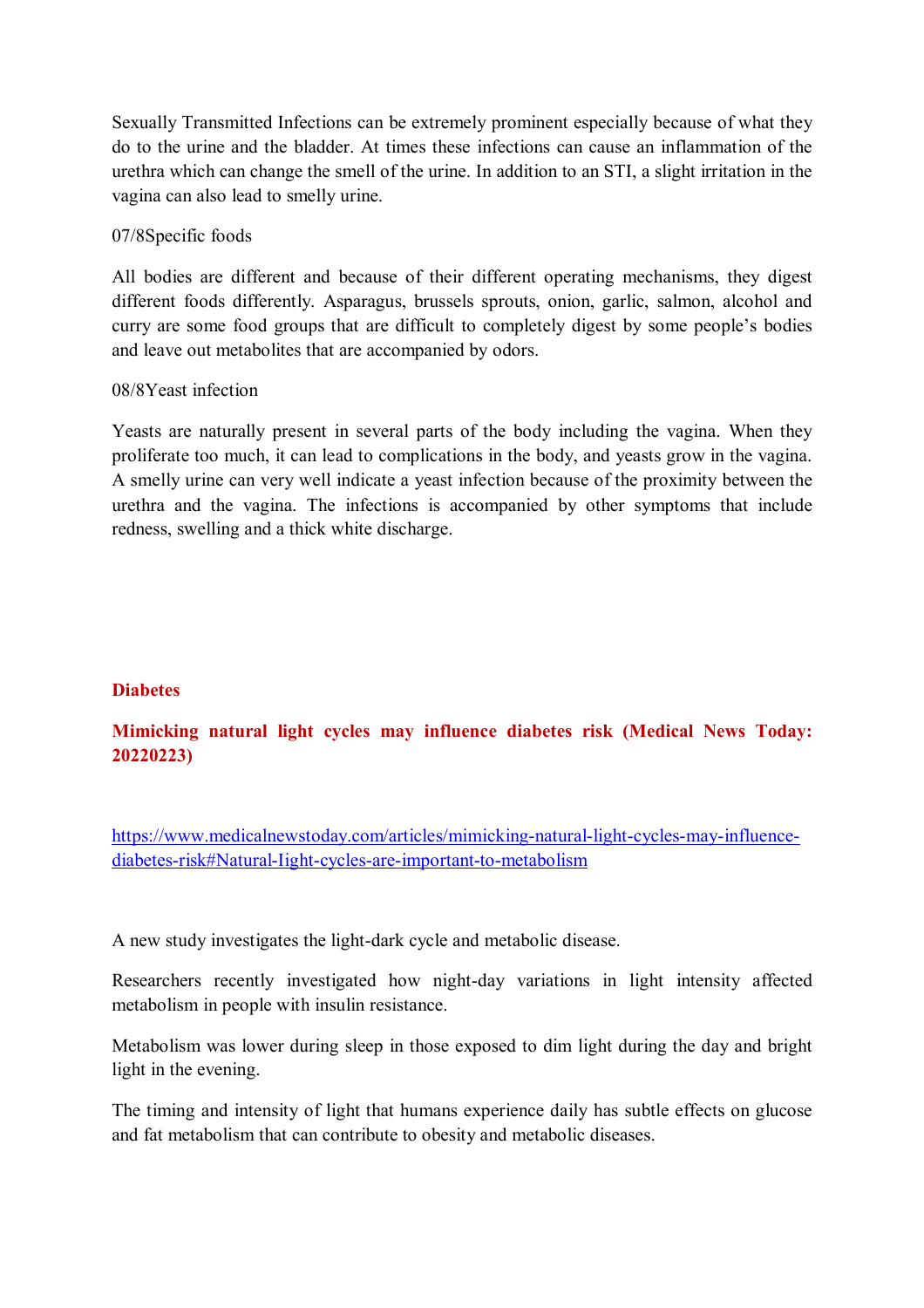Sexually Transmitted Infections can be extremely prominent especially because of what they do to the urine and the bladder. At times these infections can cause an inflammation of the urethra which can change the smell of the urine. In addition to an STI, a slight irritation in the vagina can also lead to smelly urine.

07/8Specific foods

All bodies are different and because of their different operating mechanisms, they digest different foods differently. Asparagus, brussels sprouts, onion, garlic, salmon, alcohol and curry are some food groups that are difficult to completely digest by some people's bodies and leave out metabolites that are accompanied by odors.

08/8Yeast infection

Yeasts are naturally present in several parts of the body including the vagina. When they proliferate too much, it can lead to complications in the body, and yeasts grow in the vagina. A smelly urine can very well indicate a yeast infection because of the proximity between the urethra and the vagina. The infections is accompanied by other symptoms that include redness, swelling and a thick white discharge.

**Diabetes**

**Mimicking natural light cycles may influence diabetes risk (Medical News Today: 20220223)**

https://www.medicalnewstoday.com/articles/mimicking-natural-light-cycles-may-influence-diabetes-risk#Natural-Iight-cycles-are-important-to-metabolism

A new study investigates the light-dark cycle and metabolic disease.

Researchers recently investigated how night-day variations in light intensity affected metabolism in people with insulin resistance.

Metabolism was lower during sleep in those exposed to dim light during the day and bright light in the evening.

The timing and intensity of light that humans experience daily has subtle effects on glucose and fat metabolism that can contribute to obesity and metabolic diseases.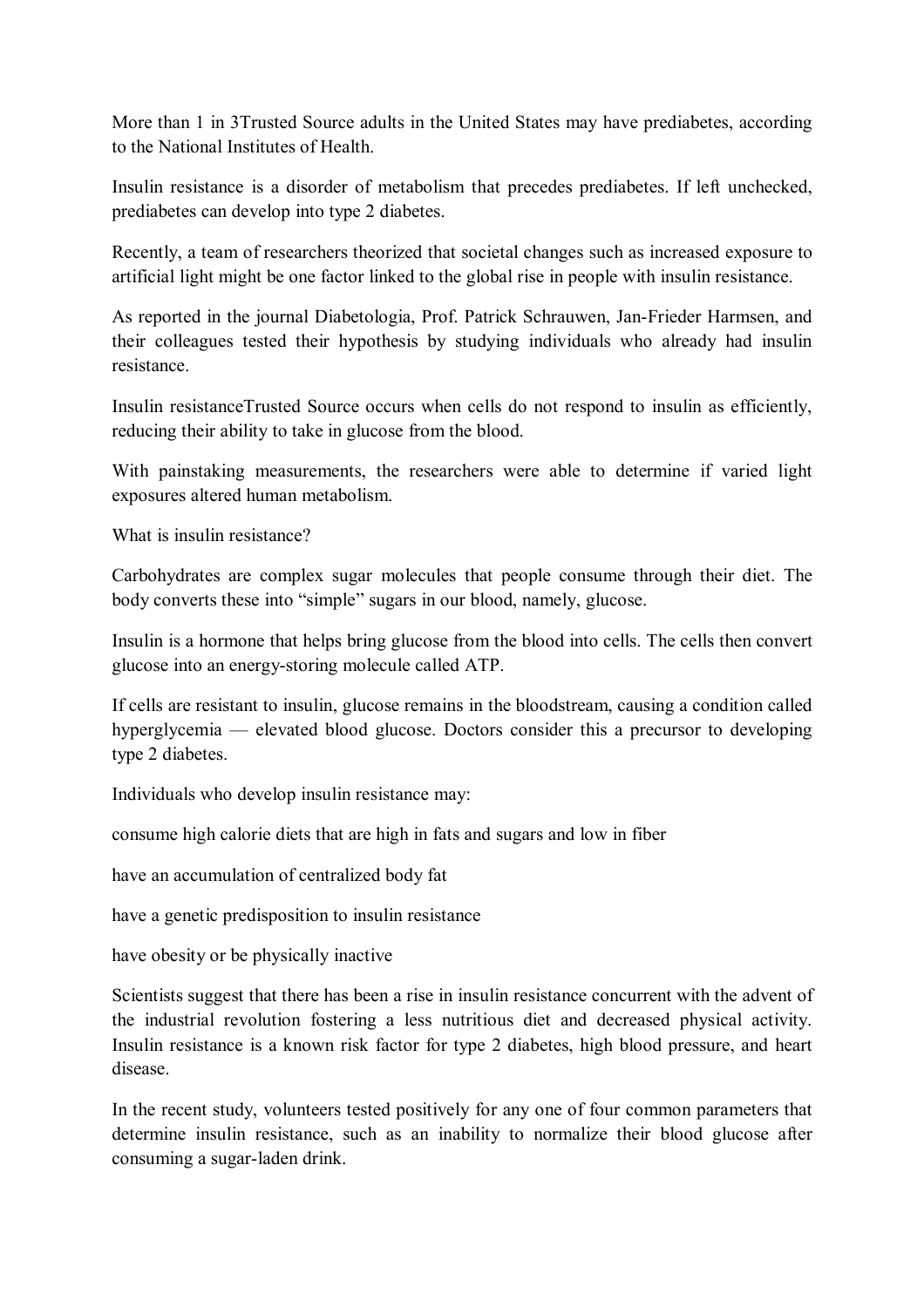More than 1 in 3Trusted Source adults in the United States may have prediabetes, according to the National Institutes of Health.

Insulin resistance is a disorder of metabolism that precedes prediabetes. If left unchecked, prediabetes can develop into type 2 diabetes.

Recently, a team of researchers theorized that societal changes such as increased exposure to artificial light might be one factor linked to the global rise in people with insulin resistance.

As reported in the journal Diabetologia, Prof. Patrick Schrauwen, Jan-Frieder Harmsen, and their colleagues tested their hypothesis by studying individuals who already had insulin resistance.

Insulin resistanceTrusted Source occurs when cells do not respond to insulin as efficiently, reducing their ability to take in glucose from the blood.

With painstaking measurements, the researchers were able to determine if varied light exposures altered human metabolism.

## What is insulin resistance?

Carbohydrates are complex sugar molecules that people consume through their diet. The body converts these into "simple" sugars in our blood, namely, glucose.

Insulin is a hormone that helps bring glucose from the blood into cells. The cells then convert glucose into an energy-storing molecule called ATP.

If cells are resistant to insulin, glucose remains in the bloodstream, causing a condition called hyperglycemia — elevated blood glucose. Doctors consider this a precursor to developing type 2 diabetes.

Individuals who develop insulin resistance may:

- consume high calorie diets that are high in fats and sugars and low in fiber
- have an accumulation of centralized body fat
- have a genetic predisposition to insulin resistance
- have obesity or be physically inactive

Scientists suggest that there has been a rise in insulin resistance concurrent with the advent of the industrial revolution fostering a less nutritious diet and decreased physical activity. Insulin resistance is a known risk factor for type 2 diabetes, high blood pressure, and heart disease.

In the recent study, volunteers tested positively for any one of four common parameters that determine insulin resistance, such as an inability to normalize their blood glucose after consuming a sugar-laden drink.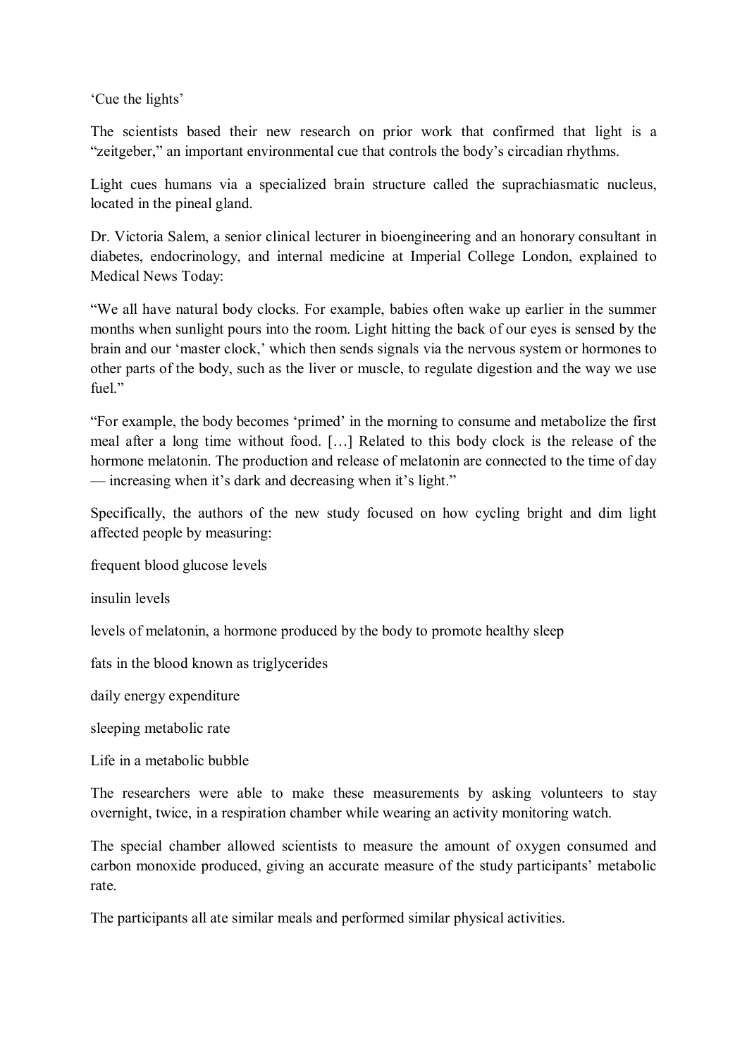‘Cue the lights’

The scientists based their new research on prior work that confirmed that light is a “zeitgeber,” an important environmental cue that controls the body’s circadian rhythms.

Light cues humans via a specialized brain structure called the suprachiasmatic nucleus, located in the pineal gland.

Dr. Victoria Salem, a senior clinical lecturer in bioengineering and an honorary consultant in diabetes, endocrinology, and internal medicine at Imperial College London, explained to Medical News Today:

“We all have natural body clocks. For example, babies often wake up earlier in the summer months when sunlight pours into the room. Light hitting the back of our eyes is sensed by the brain and our ‘master clock,’ which then sends signals via the nervous system or hormones to other parts of the body, such as the liver or muscle, to regulate digestion and the way we use fuel.”

“For example, the body becomes ‘primed’ in the morning to consume and metabolize the first meal after a long time without food. […] Related to this body clock is the release of the hormone melatonin. The production and release of melatonin are connected to the time of day — increasing when it’s dark and decreasing when it’s light.”

Specifically, the authors of the new study focused on how cycling bright and dim light affected people by measuring:

- frequent blood glucose levels
- insulin levels
- levels of melatonin, a hormone produced by the body to promote healthy sleep
- fats in the blood known as triglycerides
- daily energy expenditure
- sleeping metabolic rate

Life in a metabolic bubble

The researchers were able to make these measurements by asking volunteers to stay overnight, twice, in a respiration chamber while wearing an activity monitoring watch.

The special chamber allowed scientists to measure the amount of oxygen consumed and carbon monoxide produced, giving an accurate measure of the study participants’ metabolic rate.

The participants all ate similar meals and performed similar physical activities.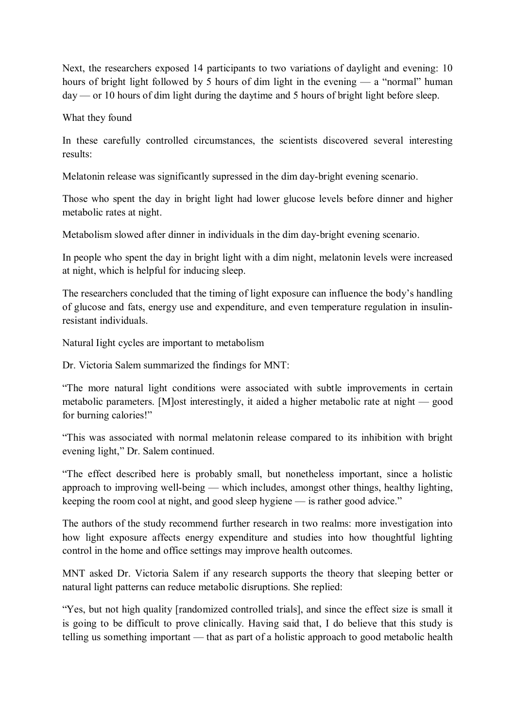Next, the researchers exposed 14 participants to two variations of daylight and evening: 10 hours of bright light followed by 5 hours of dim light in the evening — a "normal" human day — or 10 hours of dim light during the daytime and 5 hours of bright light before sleep.

## What they found

In these carefully controlled circumstances, the scientists discovered several interesting results:

Melatonin release was significantly supressed in the dim day-bright evening scenario.

Those who spent the day in bright light had lower glucose levels before dinner and higher metabolic rates at night.

Metabolism slowed after dinner in individuals in the dim day-bright evening scenario.

In people who spent the day in bright light with a dim night, melatonin levels were increased at night, which is helpful for inducing sleep.

The researchers concluded that the timing of light exposure can influence the body's handling of glucose and fats, energy use and expenditure, and even temperature regulation in insulin-resistant individuals.

## Natural Iight cycles are important to metabolism

Dr. Victoria Salem summarized the findings for MNT:

"The more natural light conditions were associated with subtle improvements in certain metabolic parameters. [M]ost interestingly, it aided a higher metabolic rate at night — good for burning calories!"

"This was associated with normal melatonin release compared to its inhibition with bright evening light," Dr. Salem continued.

"The effect described here is probably small, but nonetheless important, since a holistic approach to improving well-being — which includes, amongst other things, healthy lighting, keeping the room cool at night, and good sleep hygiene — is rather good advice."

The authors of the study recommend further research in two realms: more investigation into how light exposure affects energy expenditure and studies into how thoughtful lighting control in the home and office settings may improve health outcomes.

MNT asked Dr. Victoria Salem if any research supports the theory that sleeping better or natural light patterns can reduce metabolic disruptions. She replied:

"Yes, but not high quality [randomized controlled trials], and since the effect size is small it is going to be difficult to prove clinically. Having said that, I do believe that this study is telling us something important — that as part of a holistic approach to good metabolic health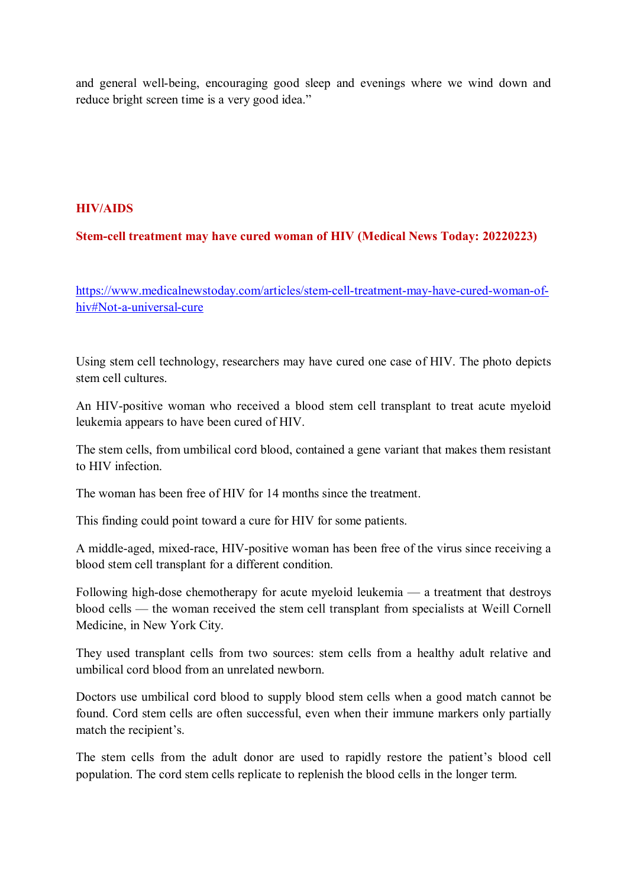and general well-being, encouraging good sleep and evenings where we wind down and reduce bright screen time is a very good idea."

## HIV/AIDS

### Stem-cell treatment may have cured woman of HIV (Medical News Today: 20220223)

https://www.medicalnewstoday.com/articles/stem-cell-treatment-may-have-cured-woman-of-hiv#Not-a-universal-cure

Using stem cell technology, researchers may have cured one case of HIV. The photo depicts stem cell cultures.

An HIV-positive woman who received a blood stem cell transplant to treat acute myeloid leukemia appears to have been cured of HIV.

The stem cells, from umbilical cord blood, contained a gene variant that makes them resistant to HIV infection.

The woman has been free of HIV for 14 months since the treatment.

This finding could point toward a cure for HIV for some patients.

A middle-aged, mixed-race, HIV-positive woman has been free of the virus since receiving a blood stem cell transplant for a different condition.

Following high-dose chemotherapy for acute myeloid leukemia — a treatment that destroys blood cells — the woman received the stem cell transplant from specialists at Weill Cornell Medicine, in New York City.

They used transplant cells from two sources: stem cells from a healthy adult relative and umbilical cord blood from an unrelated newborn.

Doctors use umbilical cord blood to supply blood stem cells when a good match cannot be found. Cord stem cells are often successful, even when their immune markers only partially match the recipient's.

The stem cells from the adult donor are used to rapidly restore the patient's blood cell population. The cord stem cells replicate to replenish the blood cells in the longer term.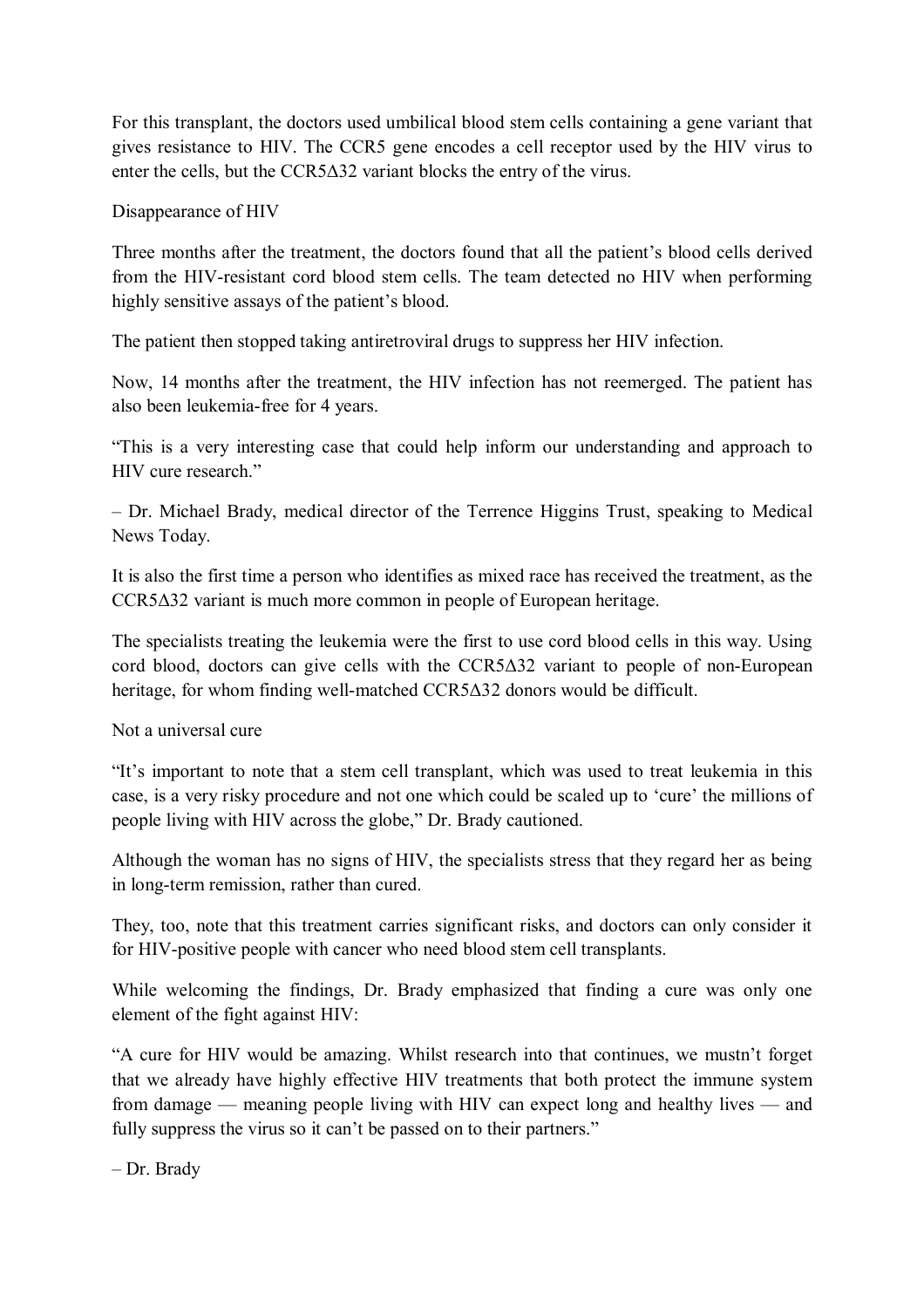For this transplant, the doctors used umbilical blood stem cells containing a gene variant that gives resistance to HIV. The CCR5 gene encodes a cell receptor used by the HIV virus to enter the cells, but the CCR5Δ32 variant blocks the entry of the virus.

## Disappearance of HIV

Three months after the treatment, the doctors found that all the patient's blood cells derived from the HIV-resistant cord blood stem cells. The team detected no HIV when performing highly sensitive assays of the patient's blood.

The patient then stopped taking antiretroviral drugs to suppress her HIV infection.

Now, 14 months after the treatment, the HIV infection has not reemerged. The patient has also been leukemia-free for 4 years.

"This is a very interesting case that could help inform our understanding and approach to HIV cure research."

– Dr. Michael Brady, medical director of the Terrence Higgins Trust, speaking to Medical News Today.

It is also the first time a person who identifies as mixed race has received the treatment, as the CCR5Δ32 variant is much more common in people of European heritage.

The specialists treating the leukemia were the first to use cord blood cells in this way. Using cord blood, doctors can give cells with the CCR5Δ32 variant to people of non-European heritage, for whom finding well-matched CCR5Δ32 donors would be difficult.

## Not a universal cure

"It's important to note that a stem cell transplant, which was used to treat leukemia in this case, is a very risky procedure and not one which could be scaled up to 'cure' the millions of people living with HIV across the globe," Dr. Brady cautioned.

Although the woman has no signs of HIV, the specialists stress that they regard her as being in long-term remission, rather than cured.

They, too, note that this treatment carries significant risks, and doctors can only consider it for HIV-positive people with cancer who need blood stem cell transplants.

While welcoming the findings, Dr. Brady emphasized that finding a cure was only one element of the fight against HIV:

"A cure for HIV would be amazing. Whilst research into that continues, we mustn't forget that we already have highly effective HIV treatments that both protect the immune system from damage — meaning people living with HIV can expect long and healthy lives — and fully suppress the virus so it can't be passed on to their partners."

– Dr. Brady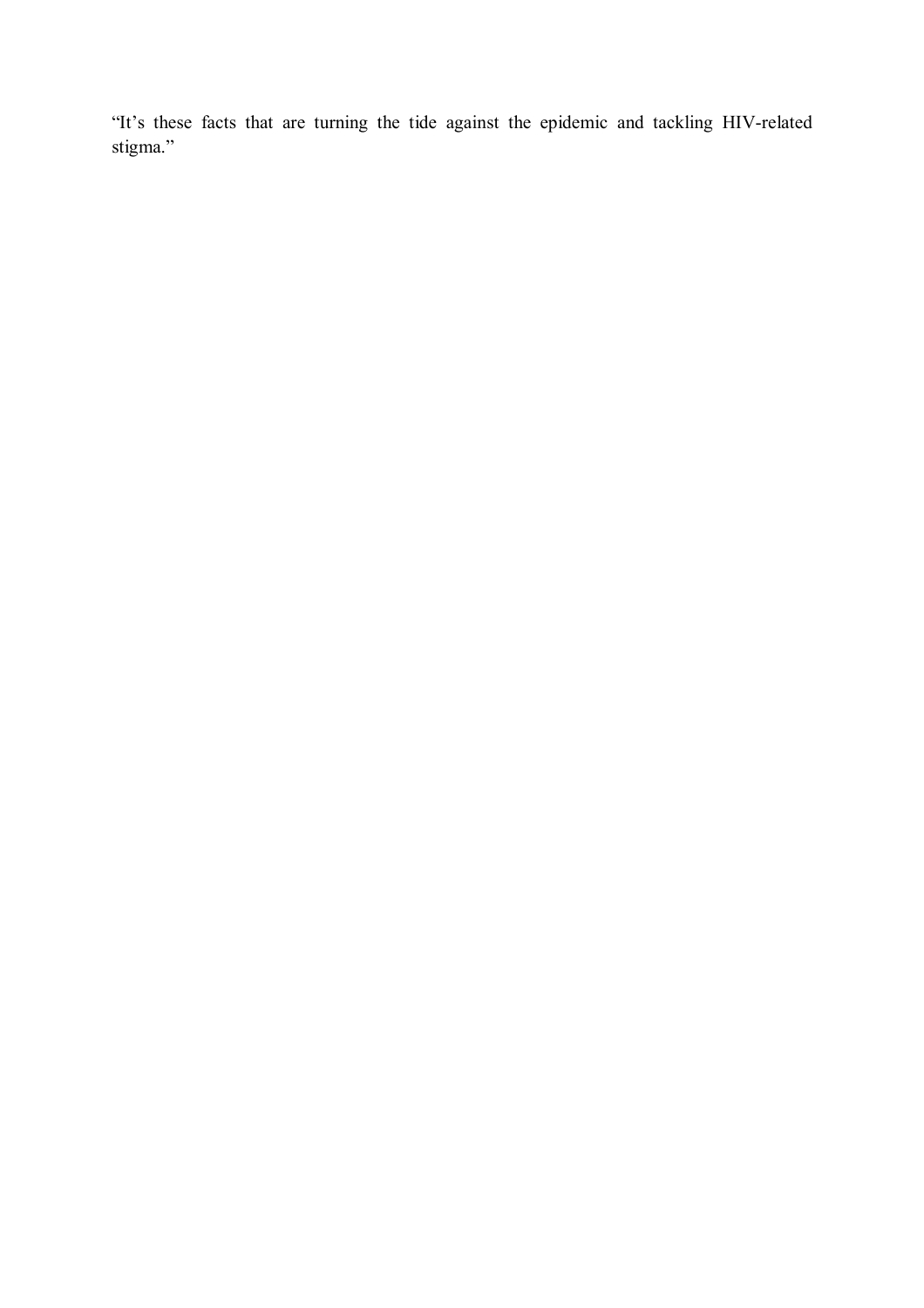"It's these facts that are turning the tide against the epidemic and tackling HIV-related stigma."